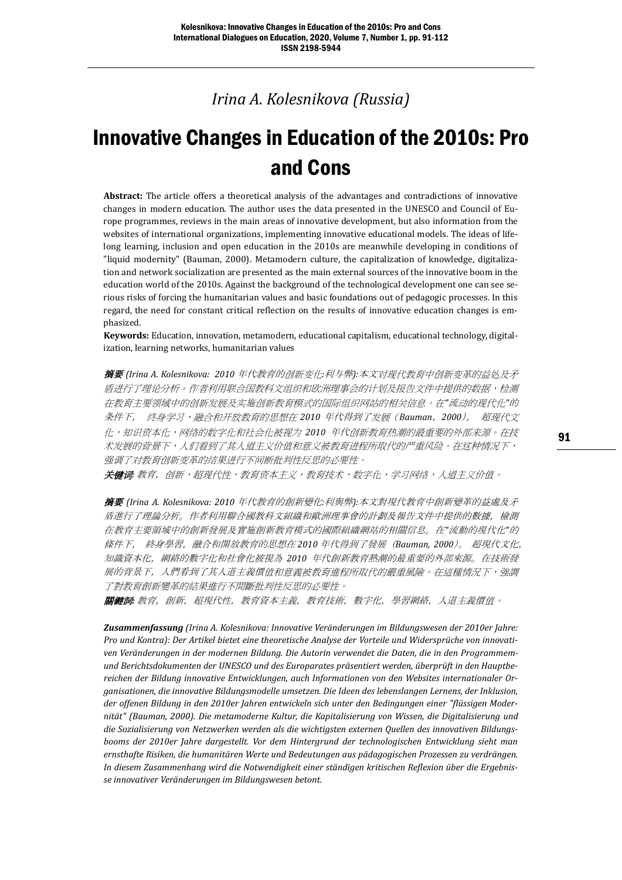*Irina A. Kolesnikova (Russia)*

# Innovative Changes in Education of the 2010s: Pro and Cons

**Abstract:** The article offers a theoretical analysis of the advantages and contradictions of innovative changes in modern education. The author uses the data presented in the UNESCO and Council of Europe programmes, reviews in the main areas of innovative development, but also information from the websites of international organizations, implementing innovative educational models. The ideas of lifelong learning, inclusion and open education in the 2010s are meanwhile developing in conditions of "liquid modernity" (Bauman, 2000). Metamodern culture, the capitalization of knowledge, digitalization and network socialization are presented as the main external sources of the innovative boom in the education world of the 2010s. Against the background of the technological development one can see serious risks of forcing the humanitarian values and basic foundations out of pedagogic processes. In this regard, the need for constant critical reflection on the results of innovative education changes is emphasized.

**Keywords:** Education, innovation, metamodern, educational capitalism, educational technology, digitalization, learning networks, humanitarian values

***摘要*** *(Irina A. Kolesnikova: 2010 年代教育的创新变化:利与弊):本文对现代教育中创新变革的益处及矛盾进行了理论分析。作者利用联合国教科文组织和欧洲理事会的计划及报告文件中提供的数据，检测在教育主要领域中的创新发展及实施创新教育模式的国际组织网站的相关信息。在"流动的现代化"的条件下，终身学习，融合和开放教育的思想在 2010 年代得到了发展（Bauman，2000）。超现代文化，知识资本化，网络的数字化和社会化被视为 2010 年代创新教育热潮的最重要的外部来源。在技术发展的背景下，人们看到了其人道主义价值和意义被教育进程所取代的严重风险。在这种情况下，强调了对教育创新变革的结果进行不间断批判性反思的必要性。*

***关键词***: *教育，创新，超现代性，教育资本主义，教育技术，数字化，学习网络，人道主义价值。*

***摘要*** *(Irina A. Kolesnikova: 2010 年代教育的創新變化:利與弊):本文對現代教育中創新變革的益處及矛盾進行了理論分析。作者利用聯合國教科文組織和歐洲理事會的計劃及報告文件中提供的數據，檢測在教育主要領域中的創新發展及實施創新教育模式的國際組織網站的相關信息。在"流動的現代化"的條件下，終身學習，融合和開放教育的思想在 2010 年代得到了發展（Bauman, 2000）。超現代文化，知識資本化，網絡的數字化和社會化被視為 2010 年代創新教育熱潮的最重要的外部來源。在技術發展的背景下，人們看到了其人道主義價值和意義被教育進程所取代的嚴重風險。在這種情況下，強調了對教育創新變革的結果進行不間斷批判性反思的必要性。*

***關鍵詞***: *教育，創新，超現代性，教育資本主義，教育技術，數字化，學習網絡，人道主義價值。*

***Zusammenfassung*** *(Irina A. Kolesnikova: Innovative Veränderungen im Bildungswesen der 2010er Jahre: Pro und Kontra): Der Artikel bietet eine theoretische Analyse der Vorteile und Widersprüche von innovativen Veränderungen in der modernen Bildung. Die Autorin verwendet die Daten, die in den Programm- und Berichtsdokumenten der UNESCO und des Europarates präsentiert werden, überprüft in den Hauptbereichen der Bildung innovative Entwicklungen, auch Informationen von den Websites internationaler Organisationen, die innovative Bildungsmodelle umsetzen. Die Ideen des lebenslangen Lernens, der Inklusion, der offenen Bildung in den 2010er Jahren entwickeln sich unter den Bedingungen einer "flüssigen Modernität" (Bauman, 2000). Die metamoderne Kultur, die Kapitalisierung von Wissen, die Digitalisierung und die Sozialisierung von Netzwerken werden als die wichtigsten externen Quellen des innovativen Bildungsbooms der 2010er Jahre dargestellt. Vor dem Hintergrund der technologischen Entwicklung sieht man ernsthafte Risiken, die humanitären Werte und Bedeutungen aus pädagogischen Prozessen zu verdrängen. In diesem Zusammenhang wird die Notwendigkeit einer ständigen kritischen Reflexion über die Ergebnisse innovativer Veränderungen im Bildungswesen betont.*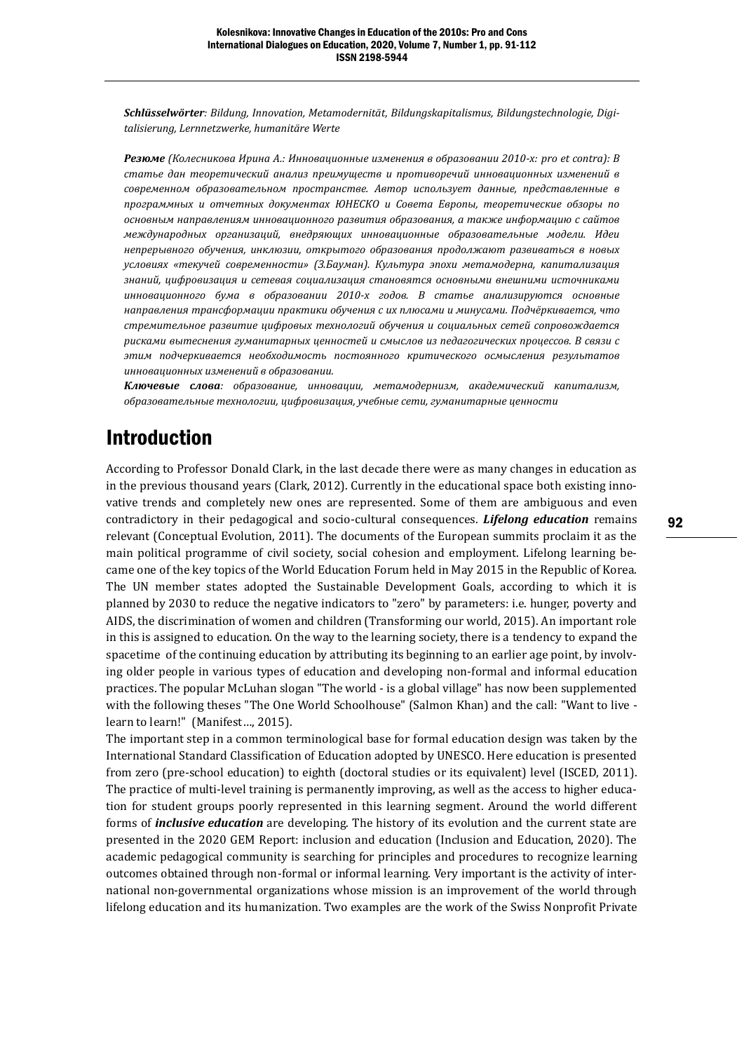***Schlüsselwörter**: Bildung, Innovation, Metamodernität, Bildungskapitalismus, Bildungstechnologie, Digitalisierung, Lernnetzwerke, humanitäre Werte*

***Резюме** (Колесникова Ирина А.: Инновационные изменения в образовании 2010-х: pro et contra): В статье дан теоретический анализ преимуществ и противоречий инновационных изменений в современном образовательном пространстве. Автор использует данные, представленные в программных и отчетных документах ЮНЕСКО и Совета Европы, теоретические обзоры по основным направлениям инновационного развития образования, а также информацию с сайтов международных организаций, внедряющих инновационные образовательные модели. Идеи непрерывного обучения, инклюзии, открытого образования продолжают развиваться в новых условиях «текучей современности» (З.Бауман). Культура эпохи метамодерна, капитализация знаний, цифровизация и сетевая социализация становятся основными внешними источниками инновационного бума в образовании 2010-х годов. В статье анализируются основные направления трансформации практики обучения с их плюсами и минусами. Подчёркивается, что стремительное развитие цифровых технологий обучения и социальных сетей сопровождается рисками вытеснения гуманитарных ценностей и смыслов из педагогических процессов. В связи с этим подчеркивается необходимость постоянного критического осмысления результатов инновационных изменений в образовании.*

***Ключевые слова**: образование, инновации, метамодернизм, академический капитализм, образовательные технологии, цифровизация, учебные сети, гуманитарные ценности*

# Introduction

According to Professor Donald Clark, in the last decade there were as many changes in education as in the previous thousand years (Clark, 2012). Currently in the educational space both existing innovative trends and completely new ones are represented. Some of them are ambiguous and even contradictory in their pedagogical and socio-cultural consequences. ***Lifelong education*** remains relevant (Conceptual Evolution, 2011). The documents of the European summits proclaim it as the main political programme of civil society, social cohesion and employment. Lifelong learning became one of the key topics of the World Education Forum held in May 2015 in the Republic of Korea. The UN member states adopted the Sustainable Development Goals, according to which it is planned by 2030 to reduce the negative indicators to "zero" by parameters: i.e. hunger, poverty and AIDS, the discrimination of women and children (Transforming our world, 2015). An important role in this is assigned to education. On the way to the learning society, there is a tendency to expand the spacetime of the continuing education by attributing its beginning to an earlier age point, by involving older people in various types of education and developing non-formal and informal education practices. The popular McLuhan slogan "The world - is a global village" has now been supplemented with the following theses "The One World Schoolhouse" (Salmon Khan) and the call: "Want to live - learn to learn!" (Manifest…, 2015).

The important step in a common terminological base for formal education design was taken by the International Standard Classification of Education adopted by UNESCO. Here education is presented from zero (pre-school education) to eighth (doctoral studies or its equivalent) level (ISCED, 2011). The practice of multi-level training is permanently improving, as well as the access to higher education for student groups poorly represented in this learning segment. Around the world different forms of ***inclusive education*** are developing. The history of its evolution and the current state are presented in the 2020 GEM Report: inclusion and education (Inclusion and Education, 2020). The academic pedagogical community is searching for principles and procedures to recognize learning outcomes obtained through non-formal or informal learning. Very important is the activity of international non-governmental organizations whose mission is an improvement of the world through lifelong education and its humanization. Two examples are the work of the Swiss Nonprofit Private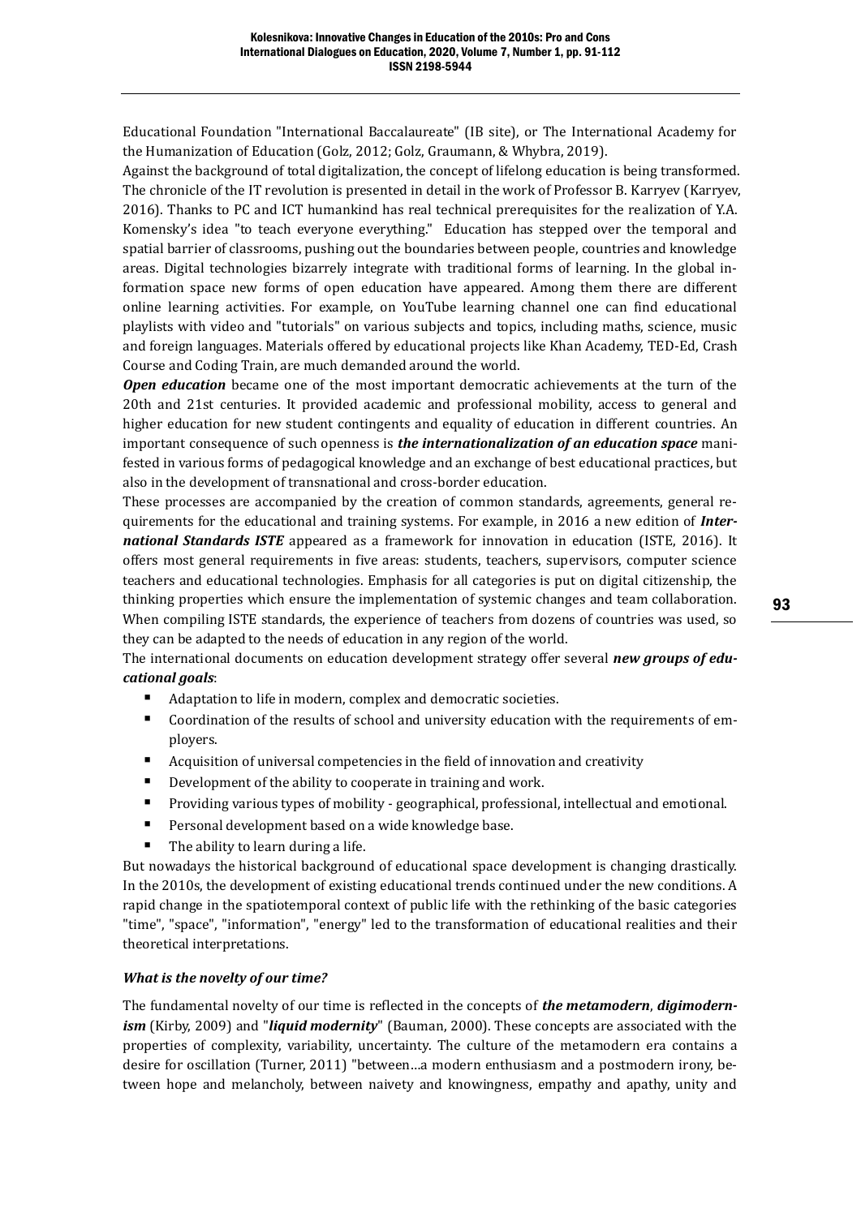Educational Foundation "International Baccalaureate" (IB site), or The International Academy for the Humanization of Education (Golz, 2012; Golz, Graumann, & Whybra, 2019).

Against the background of total digitalization, the concept of lifelong education is being transformed. The chronicle of the IT revolution is presented in detail in the work of Professor B. Karryev (Karryev, 2016). Thanks to PC and ICT humankind has real technical prerequisites for the realization of Y.A. Komensky's idea "to teach everyone everything." Education has stepped over the temporal and spatial barrier of classrooms, pushing out the boundaries between people, countries and knowledge areas. Digital technologies bizarrely integrate with traditional forms of learning. In the global information space new forms of open education have appeared. Among them there are different online learning activities. For example, on YouTube learning channel one can find educational playlists with video and "tutorials" on various subjects and topics, including maths, science, music and foreign languages. Materials offered by educational projects like Khan Academy, TED-Ed, Crash Course and Coding Train, are much demanded around the world.

***Open education*** became one of the most important democratic achievements at the turn of the 20th and 21st centuries. It provided academic and professional mobility, access to general and higher education for new student contingents and equality of education in different countries. An important consequence of such openness is ***the internationalization of an education space*** manifested in various forms of pedagogical knowledge and an exchange of best educational practices, but also in the development of transnational and cross-border education.

These processes are accompanied by the creation of common standards, agreements, general requirements for the educational and training systems. For example, in 2016 a new edition of ***International Standards ISTE*** appeared as a framework for innovation in education (ISTE, 2016). It offers most general requirements in five areas: students, teachers, supervisors, computer science teachers and educational technologies. Emphasis for all categories is put on digital citizenship, the thinking properties which ensure the implementation of systemic changes and team collaboration. When compiling ISTE standards, the experience of teachers from dozens of countries was used, so they can be adapted to the needs of education in any region of the world.

The international documents on education development strategy offer several ***new groups of educational goals***:

- Adaptation to life in modern, complex and democratic societies.
- Coordination of the results of school and university education with the requirements of employers.
- Acquisition of universal competencies in the field of innovation and creativity
- Development of the ability to cooperate in training and work.
- Providing various types of mobility - geographical, professional, intellectual and emotional.
- Personal development based on a wide knowledge base.
- The ability to learn during a life.

But nowadays the historical background of educational space development is changing drastically. In the 2010s, the development of existing educational trends continued under the new conditions. A rapid change in the spatiotemporal context of public life with the rethinking of the basic categories "time", "space", "information", "energy" led to the transformation of educational realities and their theoretical interpretations.

### *What is the novelty of our time?*

The fundamental novelty of our time is reflected in the concepts of ***the metamodern***, ***digimodernism*** (Kirby, 2009) and "***liquid modernity***" (Bauman, 2000). These concepts are associated with the properties of complexity, variability, uncertainty. The culture of the metamodern era contains a desire for oscillation (Turner, 2011) "between…a modern enthusiasm and a postmodern irony, between hope and melancholy, between naivety and knowingness, empathy and apathy, unity and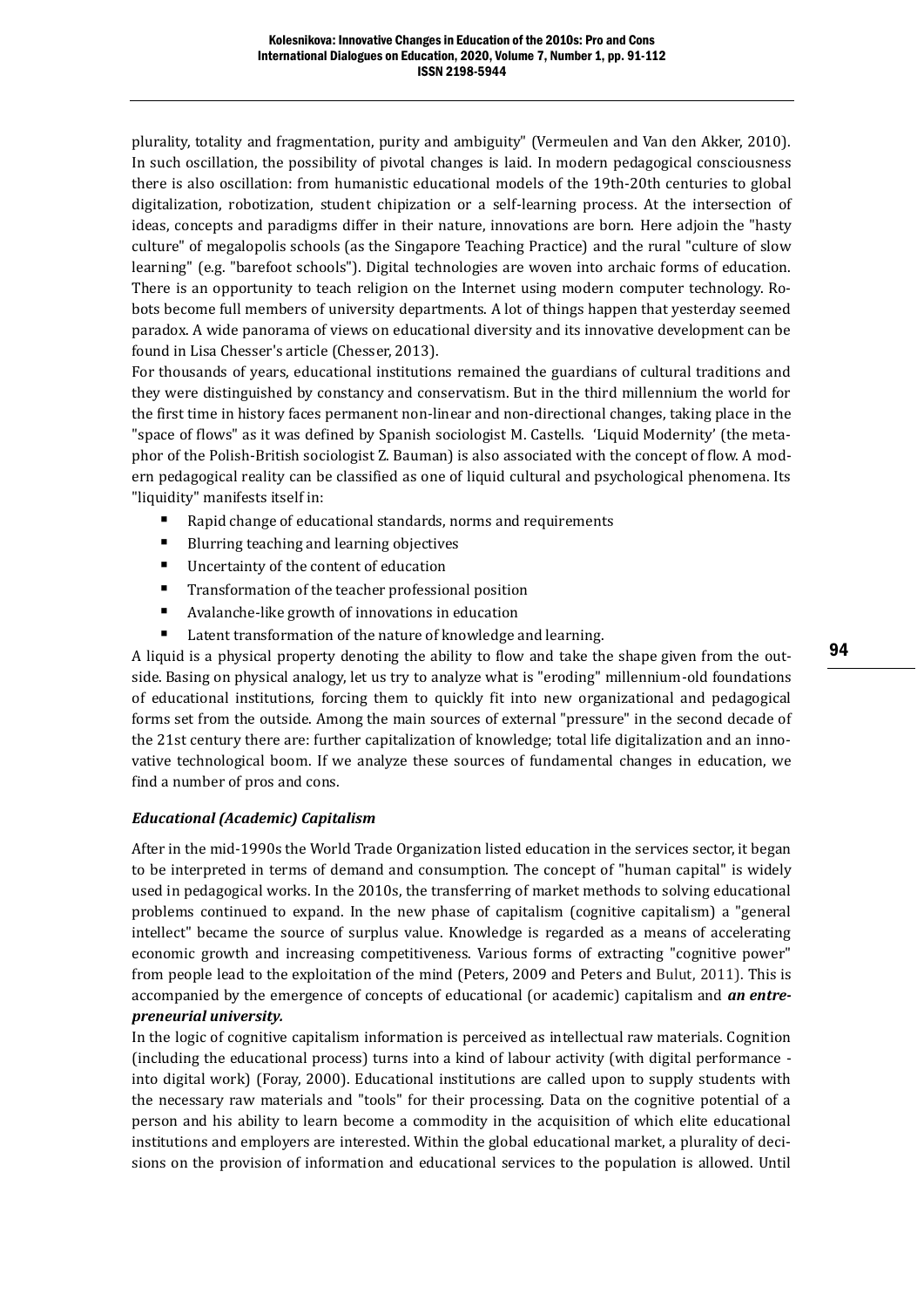plurality, totality and fragmentation, purity and ambiguity" (Vermeulen and Van den Akker, 2010). In such oscillation, the possibility of pivotal changes is laid. In modern pedagogical consciousness there is also oscillation: from humanistic educational models of the 19th-20th centuries to global digitalization, robotization, student chipization or a self-learning process. At the intersection of ideas, concepts and paradigms differ in their nature, innovations are born. Here adjoin the "hasty culture" of megalopolis schools (as the Singapore Teaching Practice) and the rural "culture of slow learning" (e.g. "barefoot schools"). Digital technologies are woven into archaic forms of education. There is an opportunity to teach religion on the Internet using modern computer technology. Robots become full members of university departments. A lot of things happen that yesterday seemed paradox. A wide panorama of views on educational diversity and its innovative development can be found in Lisa Chesser's article (Chesser, 2013).

For thousands of years, educational institutions remained the guardians of cultural traditions and they were distinguished by constancy and conservatism. But in the third millennium the world for the first time in history faces permanent non-linear and non-directional changes, taking place in the "space of flows" as it was defined by Spanish sociologist M. Castells. 'Liquid Modernity' (the metaphor of the Polish-British sociologist Z. Bauman) is also associated with the concept of flow. A modern pedagogical reality can be classified as one of liquid cultural and psychological phenomena. Its "liquidity" manifests itself in:

- Rapid change of educational standards, norms and requirements
- Blurring teaching and learning objectives
- Uncertainty of the content of education
- Transformation of the teacher professional position
- Avalanche-like growth of innovations in education
- Latent transformation of the nature of knowledge and learning.

A liquid is a physical property denoting the ability to flow and take the shape given from the outside. Basing on physical analogy, let us try to analyze what is "eroding" millennium-old foundations of educational institutions, forcing them to quickly fit into new organizational and pedagogical forms set from the outside. Among the main sources of external "pressure" in the second decade of the 21st century there are: further capitalization of knowledge; total life digitalization and an innovative technological boom. If we analyze these sources of fundamental changes in education, we find a number of pros and cons.

### *Educational (Academic) Capitalism*

After in the mid-1990s the World Trade Organization listed education in the services sector, it began to be interpreted in terms of demand and consumption. The concept of "human capital" is widely used in pedagogical works. In the 2010s, the transferring of market methods to solving educational problems continued to expand. In the new phase of capitalism (cognitive capitalism) a "general intellect" became the source of surplus value. Knowledge is regarded as a means of accelerating economic growth and increasing competitiveness. Various forms of extracting "cognitive power" from people lead to the exploitation of the mind (Peters, 2009 and Peters and Bulut, 2011). This is accompanied by the emergence of concepts of educational (or academic) capitalism and ***an entrepreneurial university.***

In the logic of cognitive capitalism information is perceived as intellectual raw materials. Cognition (including the educational process) turns into a kind of labour activity (with digital performance - into digital work) (Foray, 2000). Educational institutions are called upon to supply students with the necessary raw materials and "tools" for their processing. Data on the cognitive potential of a person and his ability to learn become a commodity in the acquisition of which elite educational institutions and employers are interested. Within the global educational market, a plurality of decisions on the provision of information and educational services to the population is allowed. Until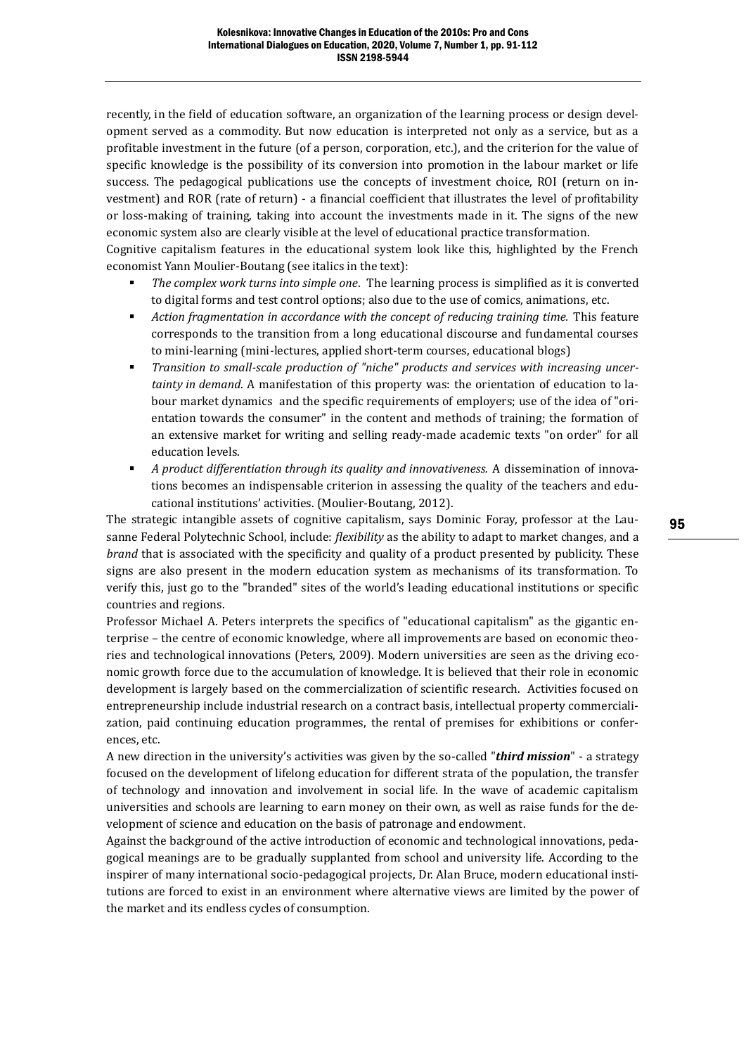recently, in the field of education software, an organization of the learning process or design development served as a commodity. But now education is interpreted not only as a service, but as a profitable investment in the future (of a person, corporation, etc.), and the criterion for the value of specific knowledge is the possibility of its conversion into promotion in the labour market or life success. The pedagogical publications use the concepts of investment choice, ROI (return on investment) and ROR (rate of return) - a financial coefficient that illustrates the level of profitability or loss-making of training, taking into account the investments made in it. The signs of the new economic system also are clearly visible at the level of educational practice transformation.

Cognitive capitalism features in the educational system look like this, highlighted by the French economist Yann Moulier-Boutang (see italics in the text):

- *The complex work turns into simple one*. The learning process is simplified as it is converted to digital forms and test control options; also due to the use of comics, animations, etc.
- *Action fragmentation in accordance with the concept of reducing training time.* This feature corresponds to the transition from a long educational discourse and fundamental courses to mini-learning (mini-lectures, applied short-term courses, educational blogs)
- *Transition to small-scale production of "niche" products and services with increasing uncertainty in demand*. A manifestation of this property was: the orientation of education to labour market dynamics and the specific requirements of employers; use of the idea of "orientation towards the consumer" in the content and methods of training; the formation of an extensive market for writing and selling ready-made academic texts "on order" for all education levels.
- *A product differentiation through its quality and innovativeness.* A dissemination of innovations becomes an indispensable criterion in assessing the quality of the teachers and educational institutions' activities. (Moulier-Boutang, 2012).

The strategic intangible assets of cognitive capitalism, says Dominic Foray, professor at the Lausanne Federal Polytechnic School, include: *flexibility* as the ability to adapt to market changes, and a *brand* that is associated with the specificity and quality of a product presented by publicity. These signs are also present in the modern education system as mechanisms of its transformation. To verify this, just go to the "branded" sites of the world's leading educational institutions or specific countries and regions.

Professor Michael A. Peters interprets the specifics of "educational capitalism" as the gigantic enterprise – the centre of economic knowledge, where all improvements are based on economic theories and technological innovations (Peters, 2009). Modern universities are seen as the driving economic growth force due to the accumulation of knowledge. It is believed that their role in economic development is largely based on the commercialization of scientific research. Activities focused on entrepreneurship include industrial research on a contract basis, intellectual property commercialization, paid continuing education programmes, the rental of premises for exhibitions or conferences, etc.

A new direction in the university's activities was given by the so-called "***third mission***" - a strategy focused on the development of lifelong education for different strata of the population, the transfer of technology and innovation and involvement in social life. In the wave of academic capitalism universities and schools are learning to earn money on their own, as well as raise funds for the development of science and education on the basis of patronage and endowment.

Against the background of the active introduction of economic and technological innovations, pedagogical meanings are to be gradually supplanted from school and university life. According to the inspirer of many international socio-pedagogical projects, Dr. Alan Bruce, modern educational institutions are forced to exist in an environment where alternative views are limited by the power of the market and its endless cycles of consumption.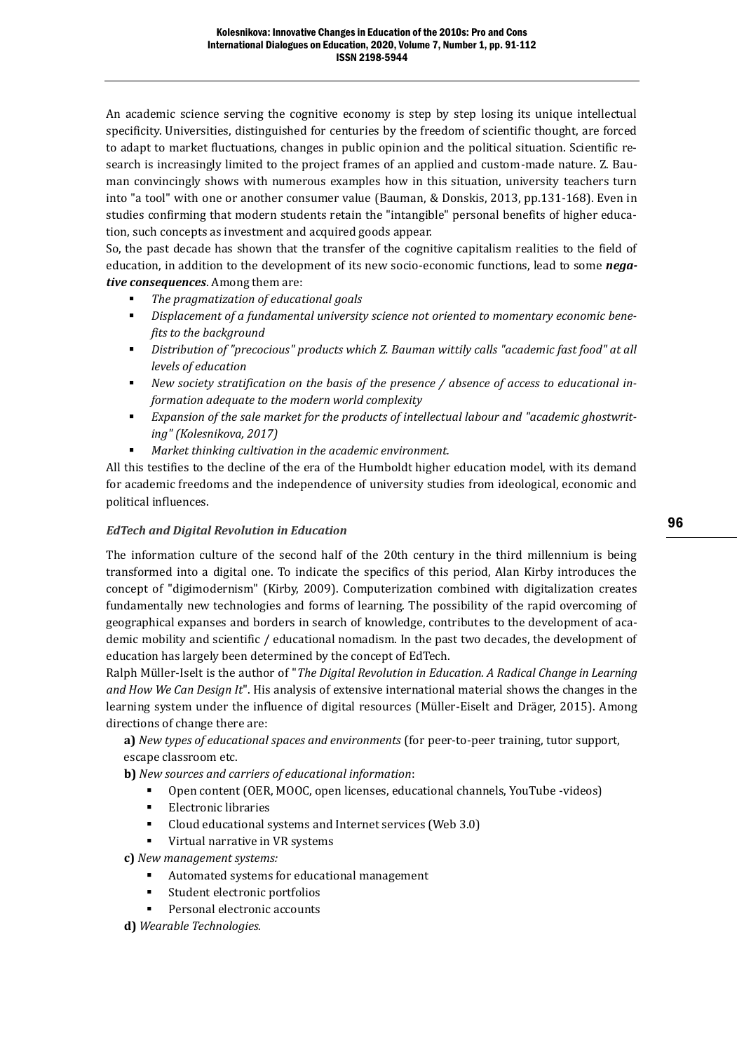An academic science serving the cognitive economy is step by step losing its unique intellectual specificity. Universities, distinguished for centuries by the freedom of scientific thought, are forced to adapt to market fluctuations, changes in public opinion and the political situation. Scientific research is increasingly limited to the project frames of an applied and custom-made nature. Z. Bauman convincingly shows with numerous examples how in this situation, university teachers turn into "a tool" with one or another consumer value (Bauman, & Donskis, 2013, pp.131-168). Even in studies confirming that modern students retain the "intangible" personal benefits of higher education, such concepts as investment and acquired goods appear.

So, the past decade has shown that the transfer of the cognitive capitalism realities to the field of education, in addition to the development of its new socio-economic functions, lead to some ***negative consequences***. Among them are:

- *The pragmatization of educational goals*
- *Displacement of a fundamental university science not oriented to momentary economic benefits to the background*
- *Distribution of "precocious" products which Z. Bauman wittily calls "academic fast food" at all levels of education*
- *New society stratification on the basis of the presence / absence of access to educational information adequate to the modern world complexity*
- *Expansion of the sale market for the products of intellectual labour and "academic ghostwriting" (Kolesnikova, 2017)*
- *Market thinking cultivation in the academic environment.*

All this testifies to the decline of the era of the Humboldt higher education model, with its demand for academic freedoms and the independence of university studies from ideological, economic and political influences.

### *EdTech and Digital Revolution in Education*

The information culture of the second half of the 20th century in the third millennium is being transformed into a digital one. To indicate the specifics of this period, Alan Kirby introduces the concept of "digimodernism" (Kirby, 2009). Computerization combined with digitalization creates fundamentally new technologies and forms of learning. The possibility of the rapid overcoming of geographical expanses and borders in search of knowledge, contributes to the development of academic mobility and scientific / educational nomadism. In the past two decades, the development of education has largely been determined by the concept of EdTech.

Ralph Müller-Iselt is the author of "*The Digital Revolution in Education. A Radical Change in Learning and How We Can Design It*". His analysis of extensive international material shows the changes in the learning system under the influence of digital resources (Müller-Eiselt and Dräger, 2015). Among directions of change there are:

**a)** *New types of educational spaces and environments* (for peer-to-peer training, tutor support, escape classroom etc.

**b)** *New sources and carriers of educational information*:

- Open content (OER, MOOC, open licenses, educational channels, YouTube -videos)
- Electronic libraries
- Cloud educational systems and Internet services (Web 3.0)
- Virtual narrative in VR systems

**c)** *New management systems:*

- Automated systems for educational management
- Student electronic portfolios
- Personal electronic accounts

**d)** *Wearable Technologies.*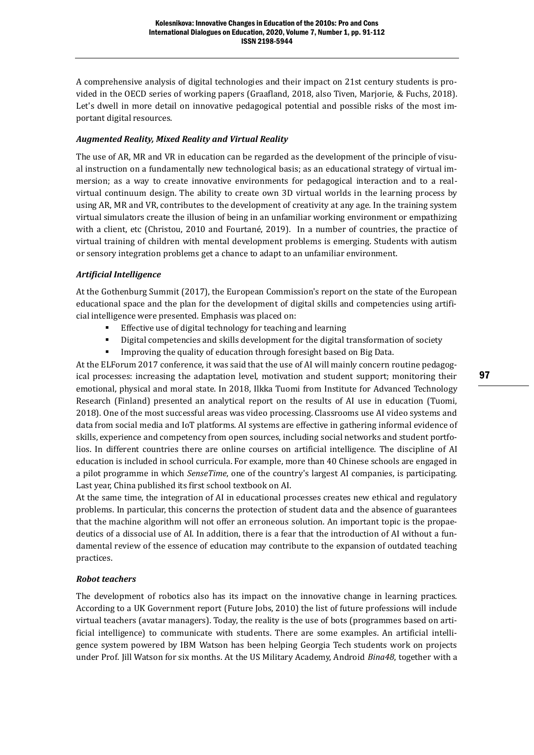A comprehensive analysis of digital technologies and their impact on 21st century students is provided in the OECD series of working papers (Graafland, 2018, also Tiven, Marjorie, & Fuchs, 2018). Let's dwell in more detail on innovative pedagogical potential and possible risks of the most important digital resources.

### *Augmented Reality, Mixed Reality and Virtual Reality*

The use of AR, MR and VR in education can be regarded as the development of the principle of visual instruction on a fundamentally new technological basis; as an educational strategy of virtual immersion; as a way to create innovative environments for pedagogical interaction and to a real-virtual continuum design. The ability to create own 3D virtual worlds in the learning process by using AR, MR and VR, contributes to the development of creativity at any age. In the training system virtual simulators create the illusion of being in an unfamiliar working environment or empathizing with a client, etc (Christou, 2010 and Fourtané, 2019). In a number of countries, the practice of virtual training of children with mental development problems is emerging. Students with autism or sensory integration problems get a chance to adapt to an unfamiliar environment.

### *Artificial Intelligence*

At the Gothenburg Summit (2017), the European Commission's report on the state of the European educational space and the plan for the development of digital skills and competencies using artificial intelligence were presented. Emphasis was placed on:

- Effective use of digital technology for teaching and learning
- Digital competencies and skills development for the digital transformation of society
- Improving the quality of education through foresight based on Big Data.

At the ELForum 2017 conference, it was said that the use of AI will mainly concern routine pedagogical processes: increasing the adaptation level, motivation and student support; monitoring their emotional, physical and moral state. In 2018, Ilkka Tuomi from Institute for Advanced Technology Research (Finland) presented an analytical report on the results of AI use in education (Tuomi, 2018). One of the most successful areas was video processing. Classrooms use AI video systems and data from social media and IoT platforms. AI systems are effective in gathering informal evidence of skills, experience and competency from open sources, including social networks and student portfolios. In different countries there are online courses on artificial intelligence. The discipline of AI education is included in school curricula. For example, more than 40 Chinese schools are engaged in a pilot programme in which *SenseTime*, one of the country's largest AI companies, is participating. Last year, China published its first school textbook on AI.

At the same time, the integration of AI in educational processes creates new ethical and regulatory problems. In particular, this concerns the protection of student data and the absence of guarantees that the machine algorithm will not offer an erroneous solution. An important topic is the propaedeutics of a dissocial use of AI. In addition, there is a fear that the introduction of AI without a fundamental review of the essence of education may contribute to the expansion of outdated teaching practices.

### *Robot teachers*

The development of robotics also has its impact on the innovative change in learning practices. According to a UK Government report (Future Jobs, 2010) the list of future professions will include virtual teachers (avatar managers). Today, the reality is the use of bots (programmes based on artificial intelligence) to communicate with students. There are some examples. An artificial intelligence system powered by IBM Watson has been helping Georgia Tech students work on projects under Prof. Jill Watson for six months. At the US Military Academy, Android *Bina48*, together with a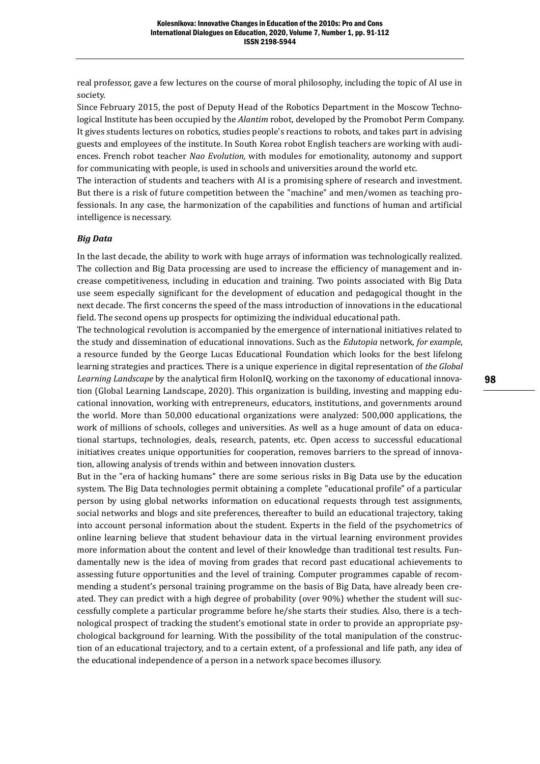real professor, gave a few lectures on the course of moral philosophy, including the topic of AI use in society.

Since February 2015, the post of Deputy Head of the Robotics Department in the Moscow Technological Institute has been occupied by the *Alantim* robot, developed by the Promobot Perm Company. It gives students lectures on robotics, studies people's reactions to robots, and takes part in advising guests and employees of the institute. In South Korea robot English teachers are working with audiences. French robot teacher *Nao Evolution,* with modules for emotionality, autonomy and support for communicating with people, is used in schools and universities around the world etc.

The interaction of students and teachers with AI is a promising sphere of research and investment. But there is a risk of future competition between the "machine" and men/women as teaching professionals. In any case, the harmonization of the capabilities and functions of human and artificial intelligence is necessary.

### *Big Data*

In the last decade, the ability to work with huge arrays of information was technologically realized. The collection and Big Data processing are used to increase the efficiency of management and increase competitiveness, including in education and training. Two points associated with Big Data use seem especially significant for the development of education and pedagogical thought in the next decade. The first concerns the speed of the mass introduction of innovations in the educational field. The second opens up prospects for optimizing the individual educational path.

The technological revolution is accompanied by the emergence of international initiatives related to the study and dissemination of educational innovations. Such as the *Edutopia* network, *for example*, a resource funded by the George Lucas Educational Foundation which looks for the best lifelong learning strategies and practices. There is a unique experience in digital representation of *the Global Learning Landscape* by the analytical firm HolonIQ, working on the taxonomy of educational innovation (Global Learning Landscape, 2020). This organization is building, investing and mapping educational innovation, working with entrepreneurs, educators, institutions, and governments around the world. More than 50,000 educational organizations were analyzed: 500,000 applications, the work of millions of schools, colleges and universities. As well as a huge amount of data on educational startups, technologies, deals, research, patents, etc. Open access to successful educational initiatives creates unique opportunities for cooperation, removes barriers to the spread of innovation, allowing analysis of trends within and between innovation clusters.

But in the "era of hacking humans" there are some serious risks in Big Data use by the education system. The Big Data technologies permit obtaining a complete "educational profile" of a particular person by using global networks information on educational requests through test assignments, social networks and blogs and site preferences, thereafter to build an educational trajectory, taking into account personal information about the student. Experts in the field of the psychometrics of online learning believe that student behaviour data in the virtual learning environment provides more information about the content and level of their knowledge than traditional test results. Fundamentally new is the idea of moving from grades that record past educational achievements to assessing future opportunities and the level of training. Computer programmes capable of recommending a student's personal training programme on the basis of Big Data, have already been created. They can predict with a high degree of probability (over 90%) whether the student will successfully complete a particular programme before he/she starts their studies. Also, there is a technological prospect of tracking the student's emotional state in order to provide an appropriate psychological background for learning. With the possibility of the total manipulation of the construction of an educational trajectory, and to a certain extent, of a professional and life path, any idea of the educational independence of a person in a network space becomes illusory.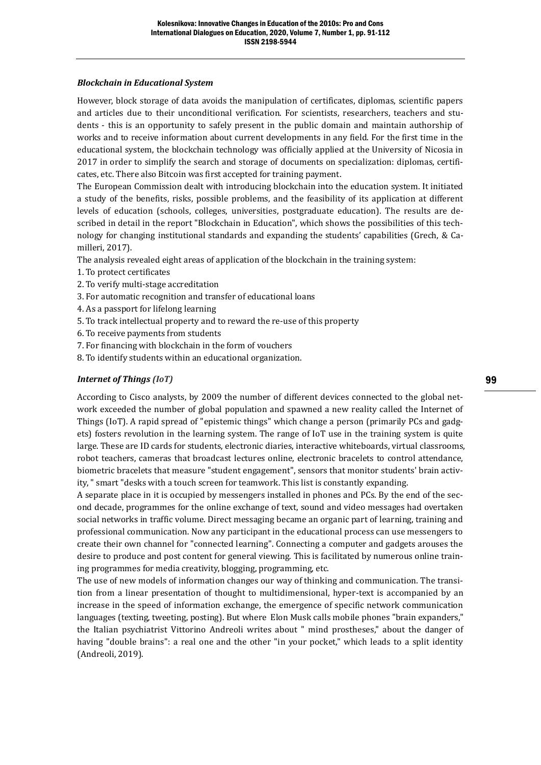### *Blockchain in Educational System*

However, block storage of data avoids the manipulation of certificates, diplomas, scientific papers and articles due to their unconditional verification. For scientists, researchers, teachers and students - this is an opportunity to safely present in the public domain and maintain authorship of works and to receive information about current developments in any field. For the first time in the educational system, the blockchain technology was officially applied at the University of Nicosia in 2017 in order to simplify the search and storage of documents on specialization: diplomas, certificates, etc. There also Bitcoin was first accepted for training payment.

The European Commission dealt with introducing blockchain into the education system. It initiated a study of the benefits, risks, possible problems, and the feasibility of its application at different levels of education (schools, colleges, universities, postgraduate education). The results are described in detail in the report "Blockchain in Education", which shows the possibilities of this technology for changing institutional standards and expanding the students' capabilities (Grech, & Camilleri, 2017).

The analysis revealed eight areas of application of the blockchain in the training system:

1. To protect certificates
2. To verify multi-stage accreditation
3. For automatic recognition and transfer of educational loans
4. As a passport for lifelong learning
5. To track intellectual property and to reward the re-use of this property
6. To receive payments from students
7. For financing with blockchain in the form of vouchers
8. To identify students within an educational organization.

### *Internet of Things (IoT)*

According to Cisco analysts, by 2009 the number of different devices connected to the global network exceeded the number of global population and spawned a new reality called the Internet of Things (IoT). A rapid spread of "epistemic things" which change a person (primarily PCs and gadgets) fosters revolution in the learning system. The range of IoT use in the training system is quite large. These are ID cards for students, electronic diaries, interactive whiteboards, virtual classrooms, robot teachers, cameras that broadcast lectures online, electronic bracelets to control attendance, biometric bracelets that measure "student engagement", sensors that monitor students' brain activity, " smart "desks with a touch screen for teamwork. This list is constantly expanding.

A separate place in it is occupied by messengers installed in phones and PCs. By the end of the second decade, programmes for the online exchange of text, sound and video messages had overtaken social networks in traffic volume. Direct messaging became an organic part of learning, training and professional communication. Now any participant in the educational process can use messengers to create their own channel for "connected learning". Connecting a computer and gadgets arouses the desire to produce and post content for general viewing. This is facilitated by numerous online training programmes for media creativity, blogging, programming, etc.

The use of new models of information changes our way of thinking and communication. The transition from a linear presentation of thought to multidimensional, hyper-text is accompanied by an increase in the speed of information exchange, the emergence of specific network communication languages (texting, tweeting, posting). But where Elon Musk calls mobile phones "brain expanders," the Italian psychiatrist Vittorino Andreoli writes about " mind prostheses," about the danger of having "double brains": a real one and the other "in your pocket," which leads to a split identity (Andreoli, 2019).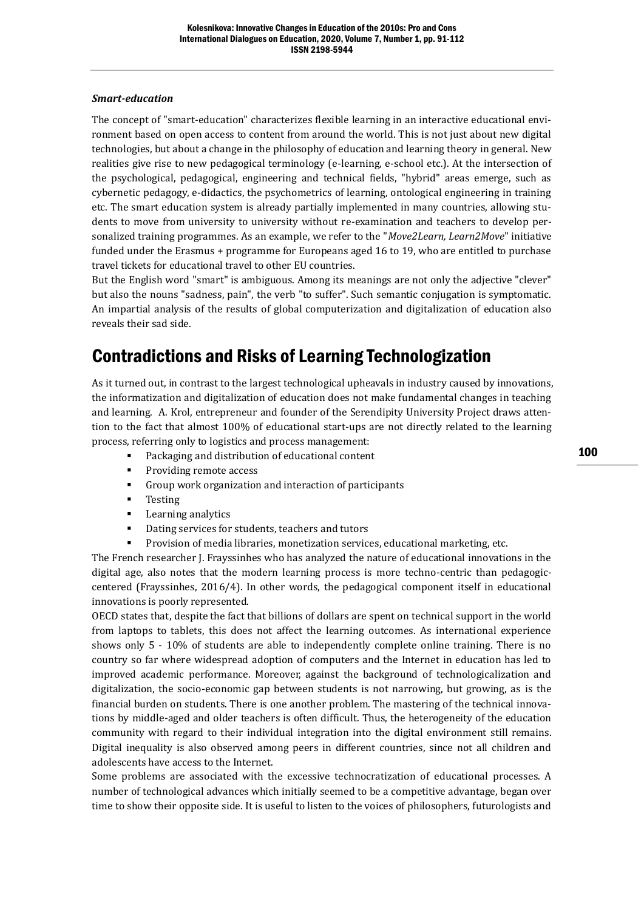### *Smart-education*

The concept of "smart-education" characterizes flexible learning in an interactive educational environment based on open access to content from around the world. This is not just about new digital technologies, but about a change in the philosophy of education and learning theory in general. New realities give rise to new pedagogical terminology (e-learning, e-school etc.). At the intersection of the psychological, pedagogical, engineering and technical fields, "hybrid" areas emerge, such as cybernetic pedagogy, e-didactics, the psychometrics of learning, ontological engineering in training etc. The smart education system is already partially implemented in many countries, allowing students to move from university to university without re-examination and teachers to develop personalized training programmes. As an example, we refer to the "*Move2Learn, Learn2Move*" initiative funded under the Erasmus + programme for Europeans aged 16 to 19, who are entitled to purchase travel tickets for educational travel to other EU countries.

But the English word "smart" is ambiguous. Among its meanings are not only the adjective "clever" but also the nouns "sadness, pain", the verb "to suffer". Such semantic conjugation is symptomatic. An impartial analysis of the results of global computerization and digitalization of education also reveals their sad side.

## Contradictions and Risks of Learning Technologization

As it turned out, in contrast to the largest technological upheavals in industry caused by innovations, the informatization and digitalization of education does not make fundamental changes in teaching and learning. A. Krol, entrepreneur and founder of the Serendipity University Project draws attention to the fact that almost 100% of educational start-ups are not directly related to the learning process, referring only to logistics and process management:

- Packaging and distribution of educational content
- Providing remote access
- Group work organization and interaction of participants
- Testing
- Learning analytics
- Dating services for students, teachers and tutors
- Provision of media libraries, monetization services, educational marketing, etc.

The French researcher J. Frayssinhes who has analyzed the nature of educational innovations in the digital age, also notes that the modern learning process is more techno-centric than pedagogic-centered (Frayssinhes, 2016/4). In other words, the pedagogical component itself in educational innovations is poorly represented.

OECD states that, despite the fact that billions of dollars are spent on technical support in the world from laptops to tablets, this does not affect the learning outcomes. As international experience shows only 5 - 10% of students are able to independently complete online training. There is no country so far where widespread adoption of computers and the Internet in education has led to improved academic performance. Moreover, against the background of technologicalization and digitalization, the socio-economic gap between students is not narrowing, but growing, as is the financial burden on students. There is one another problem. The mastering of the technical innovations by middle-aged and older teachers is often difficult. Thus, the heterogeneity of the education community with regard to their individual integration into the digital environment still remains. Digital inequality is also observed among peers in different countries, since not all children and adolescents have access to the Internet.

Some problems are associated with the excessive technocratization of educational processes. A number of technological advances which initially seemed to be a competitive advantage, began over time to show their opposite side. It is useful to listen to the voices of philosophers, futurologists and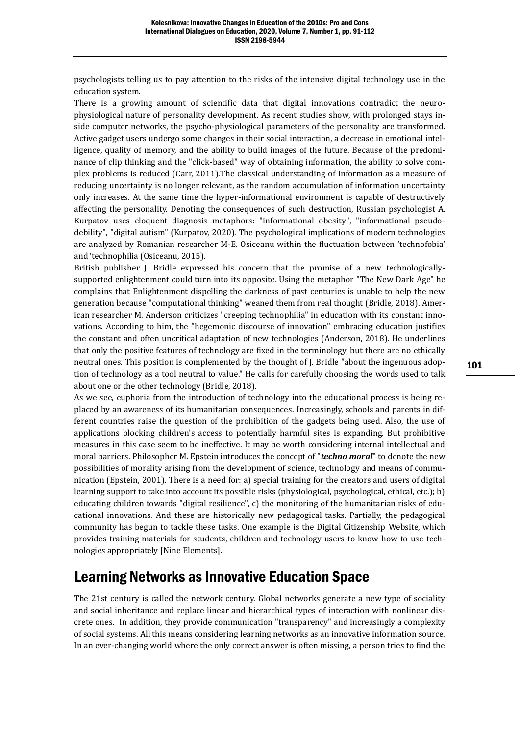psychologists telling us to pay attention to the risks of the intensive digital technology use in the education system.

There is a growing amount of scientific data that digital innovations contradict the neuro-physiological nature of personality development. As recent studies show, with prolonged stays inside computer networks, the psycho-physiological parameters of the personality are transformed. Active gadget users undergo some changes in their social interaction, a decrease in emotional intelligence, quality of memory, and the ability to build images of the future. Because of the predominance of clip thinking and the "click-based" way of obtaining information, the ability to solve complex problems is reduced (Carr, 2011).The classical understanding of information as a measure of reducing uncertainty is no longer relevant, as the random accumulation of information uncertainty only increases. At the same time the hyper-informational environment is capable of destructively affecting the personality. Denoting the consequences of such destruction, Russian psychologist A. Kurpatov uses eloquent diagnosis metaphors: "informational obesity", "informational pseudo-debility", "digital autism" (Kurpatov, 2020). The psychological implications of modern technologies are analyzed by Romanian researcher M-E. Osiceanu within the fluctuation between 'technofobia' and 'technophilia (Osiceanu, 2015).

British publisher J. Bridle expressed his concern that the promise of a new technologically-supported enlightenment could turn into its opposite. Using the metaphor "The New Dark Age" he complains that Enlightenment dispelling the darkness of past centuries is unable to help the new generation because "computational thinking" weaned them from real thought (Bridle, 2018). American researcher M. Anderson criticizes "creeping technophilia" in education with its constant innovations. According to him, the "hegemonic discourse of innovation" embracing education justifies the constant and often uncritical adaptation of new technologies (Anderson, 2018). He underlines that only the positive features of technology are fixed in the terminology, but there are no ethically neutral ones. This position is complemented by the thought of J. Bridle "about the ingenuous adoption of technology as a tool neutral to value." He calls for carefully choosing the words used to talk about one or the other technology (Bridle, 2018).

As we see, euphoria from the introduction of technology into the educational process is being replaced by an awareness of its humanitarian consequences. Increasingly, schools and parents in different countries raise the question of the prohibition of the gadgets being used. Also, the use of applications blocking children's access to potentially harmful sites is expanding. But prohibitive measures in this case seem to be ineffective. It may be worth considering internal intellectual and moral barriers. Philosopher M. Epstein introduces the concept of "***techno moral***" to denote the new possibilities of morality arising from the development of science, technology and means of communication (Epstein, 2001). There is a need for: a) special training for the creators and users of digital learning support to take into account its possible risks (physiological, psychological, ethical, etc.); b) educating children towards "digital resilience", c) the monitoring of the humanitarian risks of educational innovations. And these are historically new pedagogical tasks. Partially, the pedagogical community has begun to tackle these tasks. One example is the Digital Citizenship Website, which provides training materials for students, children and technology users to know how to use technologies appropriately [Nine Elements].

## Learning Networks as Innovative Education Space

The 21st century is called the network century. Global networks generate a new type of sociality and social inheritance and replace linear and hierarchical types of interaction with nonlinear discrete ones. In addition, they provide communication "transparency" and increasingly a complexity of social systems. All this means considering learning networks as an innovative information source. In an ever-changing world where the only correct answer is often missing, a person tries to find the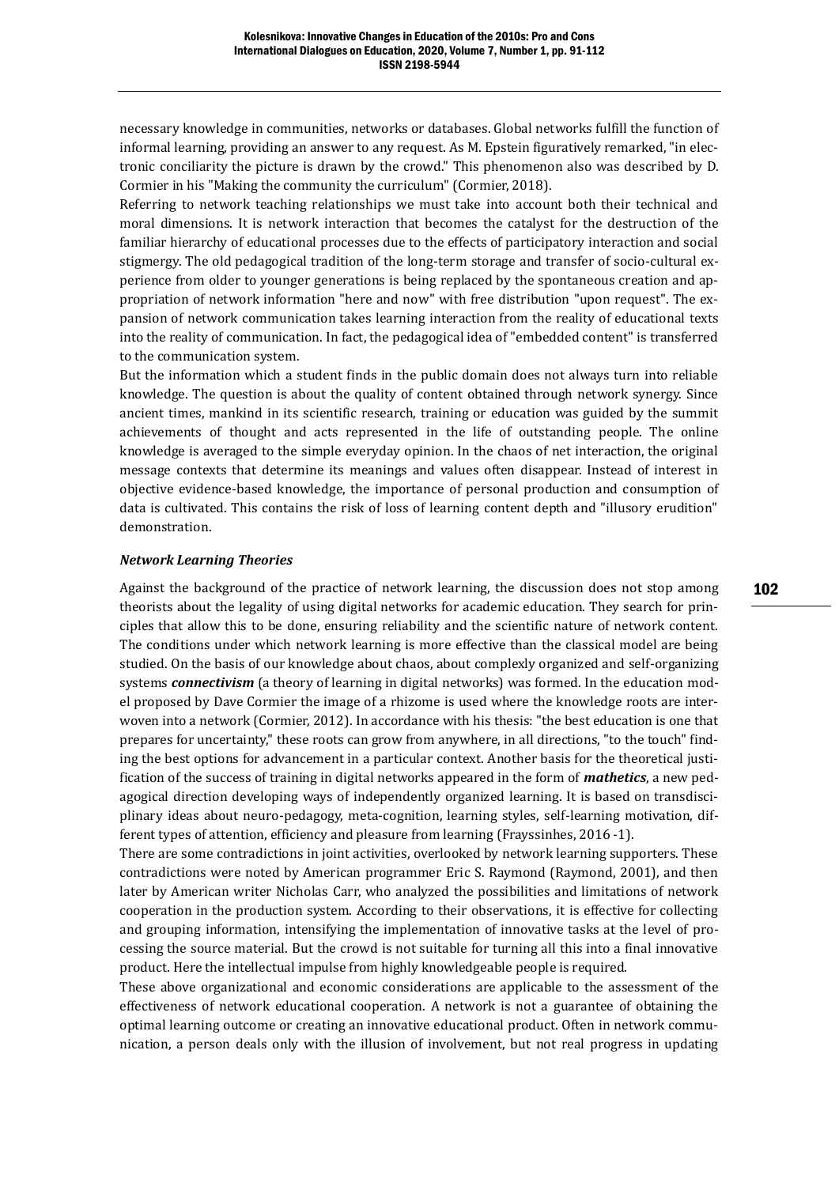necessary knowledge in communities, networks or databases. Global networks fulfill the function of informal learning, providing an answer to any request. As M. Epstein figuratively remarked, "in electronic conciliarity the picture is drawn by the crowd." This phenomenon also was described by D. Cormier in his "Making the community the curriculum" (Cormier, 2018).

Referring to network teaching relationships we must take into account both their technical and moral dimensions. It is network interaction that becomes the catalyst for the destruction of the familiar hierarchy of educational processes due to the effects of participatory interaction and social stigmergy. The old pedagogical tradition of the long-term storage and transfer of socio-cultural experience from older to younger generations is being replaced by the spontaneous creation and appropriation of network information "here and now" with free distribution "upon request". The expansion of network communication takes learning interaction from the reality of educational texts into the reality of communication. In fact, the pedagogical idea of "embedded content" is transferred to the communication system.

But the information which a student finds in the public domain does not always turn into reliable knowledge. The question is about the quality of content obtained through network synergy. Since ancient times, mankind in its scientific research, training or education was guided by the summit achievements of thought and acts represented in the life of outstanding people. The online knowledge is averaged to the simple everyday opinion. In the chaos of net interaction, the original message contexts that determine its meanings and values often disappear. Instead of interest in objective evidence-based knowledge, the importance of personal production and consumption of data is cultivated. This contains the risk of loss of learning content depth and "illusory erudition" demonstration.

### *Network Learning Theories*

Against the background of the practice of network learning, the discussion does not stop among theorists about the legality of using digital networks for academic education. They search for principles that allow this to be done, ensuring reliability and the scientific nature of network content. The conditions under which network learning is more effective than the classical model are being studied. On the basis of our knowledge about chaos, about complexly organized and self-organizing systems ***connectivism*** (a theory of learning in digital networks) was formed. In the education model proposed by Dave Cormier the image of a rhizome is used where the knowledge roots are interwoven into a network (Cormier, 2012). In accordance with his thesis: "the best education is one that prepares for uncertainty," these roots can grow from anywhere, in all directions, "to the touch" finding the best options for advancement in a particular context. Another basis for the theoretical justification of the success of training in digital networks appeared in the form of ***mathetics***, a new pedagogical direction developing ways of independently organized learning. It is based on transdisciplinary ideas about neuro-pedagogy, meta-cognition, learning styles, self-learning motivation, different types of attention, efficiency and pleasure from learning (Frayssinhes, 2016 -1).

There are some contradictions in joint activities, overlooked by network learning supporters. These contradictions were noted by American programmer Eric S. Raymond (Raymond, 2001), and then later by American writer Nicholas Carr, who analyzed the possibilities and limitations of network cooperation in the production system. According to their observations, it is effective for collecting and grouping information, intensifying the implementation of innovative tasks at the level of processing the source material. But the crowd is not suitable for turning all this into a final innovative product. Here the intellectual impulse from highly knowledgeable people is required.

These above organizational and economic considerations are applicable to the assessment of the effectiveness of network educational cooperation. A network is not a guarantee of obtaining the optimal learning outcome or creating an innovative educational product. Often in network communication, a person deals only with the illusion of involvement, but not real progress in updating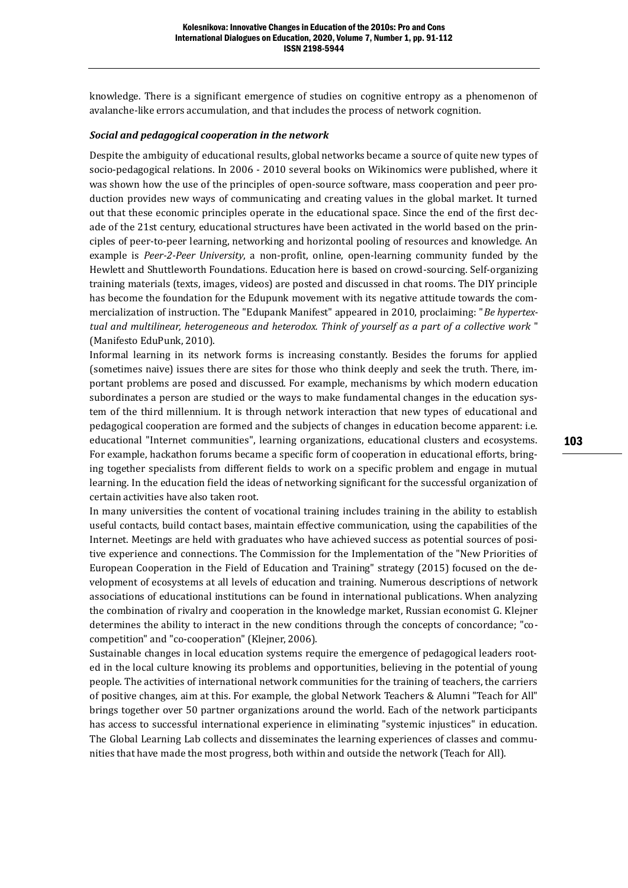knowledge. There is a significant emergence of studies on cognitive entropy as a phenomenon of avalanche-like errors accumulation, and that includes the process of network cognition.

### *Social and pedagogical cooperation in the network*

Despite the ambiguity of educational results, global networks became a source of quite new types of socio-pedagogical relations. In 2006 - 2010 several books on Wikinomics were published, where it was shown how the use of the principles of open-source software, mass cooperation and peer production provides new ways of communicating and creating values in the global market. It turned out that these economic principles operate in the educational space. Since the end of the first decade of the 21st century, educational structures have been activated in the world based on the principles of peer-to-peer learning, networking and horizontal pooling of resources and knowledge. An example is *Peer-2-Peer University*, a non-profit, online, open-learning community funded by the Hewlett and Shuttleworth Foundations. Education here is based on crowd-sourcing. Self-organizing training materials (texts, images, videos) are posted and discussed in chat rooms. The DIY principle has become the foundation for the Edupunk movement with its negative attitude towards the commercialization of instruction. The "Edupank Manifest" appeared in 2010, proclaiming: "*Be hypertextual and multilinear, heterogeneous and heterodox. Think of yourself as a part of a collective work* " (Manifesto EduPunk, 2010).

Informal learning in its network forms is increasing constantly. Besides the forums for applied (sometimes naive) issues there are sites for those who think deeply and seek the truth. There, important problems are posed and discussed. For example, mechanisms by which modern education subordinates a person are studied or the ways to make fundamental changes in the education system of the third millennium. It is through network interaction that new types of educational and pedagogical cooperation are formed and the subjects of changes in education become apparent: i.e. educational "Internet communities", learning organizations, educational clusters and ecosystems. For example, hackathon forums became a specific form of cooperation in educational efforts, bringing together specialists from different fields to work on a specific problem and engage in mutual learning. In the education field the ideas of networking significant for the successful organization of certain activities have also taken root.

In many universities the content of vocational training includes training in the ability to establish useful contacts, build contact bases, maintain effective communication, using the capabilities of the Internet. Meetings are held with graduates who have achieved success as potential sources of positive experience and connections. The Commission for the Implementation of the "New Priorities of European Cooperation in the Field of Education and Training" strategy (2015) focused on the development of ecosystems at all levels of education and training. Numerous descriptions of network associations of educational institutions can be found in international publications. When analyzing the combination of rivalry and cooperation in the knowledge market, Russian economist G. Klejner determines the ability to interact in the new conditions through the concepts of concordance; "co-competition" and "co-cooperation" (Klejner, 2006).

Sustainable changes in local education systems require the emergence of pedagogical leaders rooted in the local culture knowing its problems and opportunities, believing in the potential of young people. The activities of international network communities for the training of teachers, the carriers of positive changes, aim at this. For example, the global Network Teachers & Alumni "Teach for All" brings together over 50 partner organizations around the world. Each of the network participants has access to successful international experience in eliminating "systemic injustices" in education. The Global Learning Lab collects and disseminates the learning experiences of classes and communities that have made the most progress, both within and outside the network (Teach for All).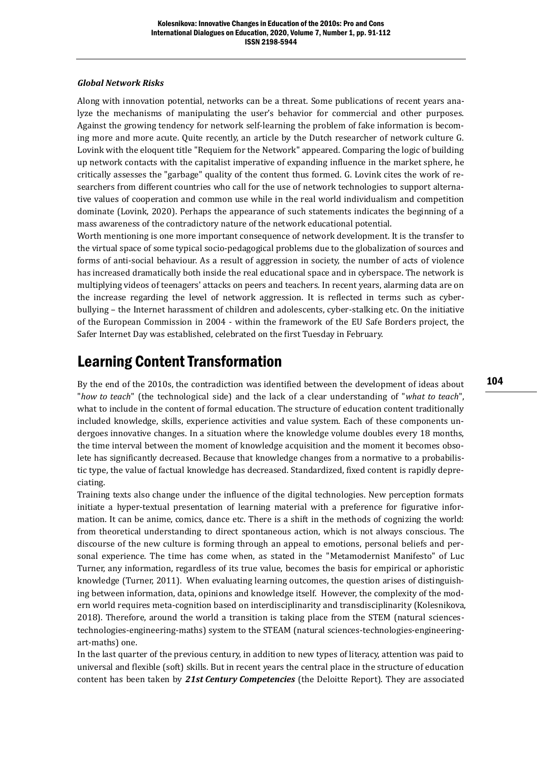### *Global Network Risks*

Along with innovation potential, networks can be a threat. Some publications of recent years analyze the mechanisms of manipulating the user's behavior for commercial and other purposes. Against the growing tendency for network self-learning the problem of fake information is becoming more and more acute. Quite recently, an article by the Dutch researcher of network culture G. Lovink with the eloquent title "Requiem for the Network" appeared. Comparing the logic of building up network contacts with the capitalist imperative of expanding influence in the market sphere, he critically assesses the "garbage" quality of the content thus formed. G. Lovink cites the work of researchers from different countries who call for the use of network technologies to support alternative values of cooperation and common use while in the real world individualism and competition dominate (Lovink, 2020). Perhaps the appearance of such statements indicates the beginning of a mass awareness of the contradictory nature of the network educational potential.

Worth mentioning is one more important consequence of network development. It is the transfer to the virtual space of some typical socio-pedagogical problems due to the globalization of sources and forms of anti-social behaviour. As a result of aggression in society, the number of acts of violence has increased dramatically both inside the real educational space and in cyberspace. The network is multiplying videos of teenagers' attacks on peers and teachers. In recent years, alarming data are on the increase regarding the level of network aggression. It is reflected in terms such as cyberbullying – the Internet harassment of children and adolescents, cyber-stalking etc. On the initiative of the European Commission in 2004 - within the framework of the EU Safe Borders project, the Safer Internet Day was established, celebrated on the first Tuesday in February.

## Learning Content Transformation

By the end of the 2010s, the contradiction was identified between the development of ideas about "*how to teach*" (the technological side) and the lack of a clear understanding of "*what to teach*", what to include in the content of formal education. The structure of education content traditionally included knowledge, skills, experience activities and value system. Each of these components undergoes innovative changes. In a situation where the knowledge volume doubles every 18 months, the time interval between the moment of knowledge acquisition and the moment it becomes obsolete has significantly decreased. Because that knowledge changes from a normative to a probabilistic type, the value of factual knowledge has decreased. Standardized, fixed content is rapidly depreciating.

Training texts also change under the influence of the digital technologies. New perception formats initiate a hyper-textual presentation of learning material with a preference for figurative information. It can be anime, comics, dance etc. There is a shift in the methods of cognizing the world: from theoretical understanding to direct spontaneous action, which is not always conscious. The discourse of the new culture is forming through an appeal to emotions, personal beliefs and personal experience. The time has come when, as stated in the "Metamodernist Manifesto" of Luc Turner, any information, regardless of its true value, becomes the basis for empirical or aphoristic knowledge (Turner, 2011). When evaluating learning outcomes, the question arises of distinguishing between information, data, opinions and knowledge itself. However, the complexity of the modern world requires meta-cognition based on interdisciplinarity and transdisciplinarity (Kolesnikova, 2018). Therefore, around the world a transition is taking place from the STEM (natural sciences-technologies-engineering-maths) system to the STEAM (natural sciences-technologies-engineering-art-maths) one.

In the last quarter of the previous century, in addition to new types of literacy, attention was paid to universal and flexible (soft) skills. But in recent years the central place in the structure of education content has been taken by ***21st Century Competencies*** (the Deloitte Report). They are associated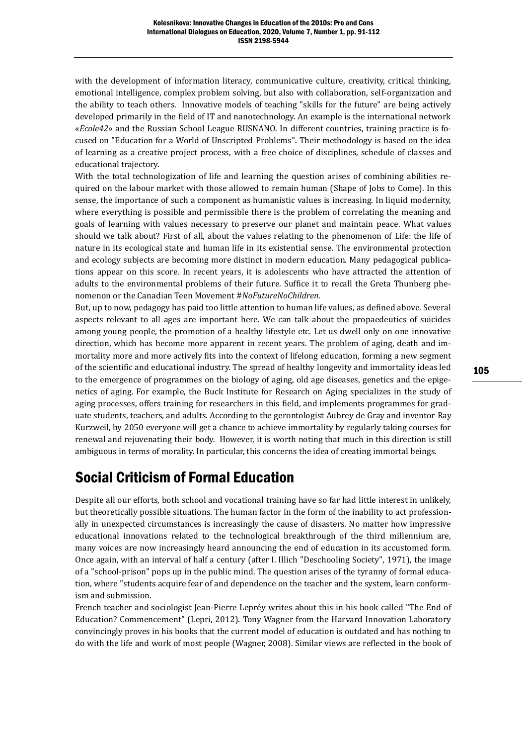with the development of information literacy, communicative culture, creativity, critical thinking, emotional intelligence, complex problem solving, but also with collaboration, self-organization and the ability to teach others. Innovative models of teaching "skills for the future" are being actively developed primarily in the field of IT and nanotechnology. An example is the international network «*Ecole42*» and the Russian School League RUSNANO. In different countries, training practice is focused on "Education for a World of Unscripted Problems". Their methodology is based on the idea of learning as a creative project process, with a free choice of disciplines, schedule of classes and educational trajectory.

With the total technologization of life and learning the question arises of combining abilities required on the labour market with those allowed to remain human (Shape of Jobs to Come). In this sense, the importance of such a component as humanistic values is increasing. In liquid modernity, where everything is possible and permissible there is the problem of correlating the meaning and goals of learning with values necessary to preserve our planet and maintain peace. What values should we talk about? First of all, about the values relating to the phenomenon of Life: the life of nature in its ecological state and human life in its existential sense. The environmental protection and ecology subjects are becoming more distinct in modern education. Many pedagogical publications appear on this score. In recent years, it is adolescents who have attracted the attention of adults to the environmental problems of their future. Suffice it to recall the Greta Thunberg phenomenon or the Canadian Teen Movement #*NoFutureNoChildren*.

But, up to now, pedagogy has paid too little attention to human life values, as defined above. Several aspects relevant to all ages are important here. We can talk about the propaedeutics of suicides among young people, the promotion of a healthy lifestyle etc. Let us dwell only on one innovative direction, which has become more apparent in recent years. The problem of aging, death and immortality more and more actively fits into the context of lifelong education, forming a new segment of the scientific and educational industry. The spread of healthy longevity and immortality ideas led to the emergence of programmes on the biology of aging, old age diseases, genetics and the epigenetics of aging. For example, the Buck Institute for Research on Aging specializes in the study of aging processes, offers training for researchers in this field, and implements programmes for graduate students, teachers, and adults. According to the gerontologist Aubrey de Gray and inventor Ray Kurzweil, by 2050 everyone will get a chance to achieve immortality by regularly taking courses for renewal and rejuvenating their body. However, it is worth noting that much in this direction is still ambiguous in terms of morality. In particular, this concerns the idea of creating immortal beings.

## Social Criticism of Formal Education

Despite all our efforts, both school and vocational training have so far had little interest in unlikely, but theoretically possible situations. The human factor in the form of the inability to act professionally in unexpected circumstances is increasingly the cause of disasters. No matter how impressive educational innovations related to the technological breakthrough of the third millennium are, many voices are now increasingly heard announcing the end of education in its accustomed form. Once again, with an interval of half a century (after I. Illich "Deschooling Society", 1971), the image of a "school-prison" pops up in the public mind. The question arises of the tyranny of formal education, where "students acquire fear of and dependence on the teacher and the system, learn conformism and submission.

French teacher and sociologist Jean-Pierre Lepréy writes about this in his book called "The End of Education? Commencement" (Lepri, 2012). Tony Wagner from the Harvard Innovation Laboratory convincingly proves in his books that the current model of education is outdated and has nothing to do with the life and work of most people (Wagner, 2008). Similar views are reflected in the book of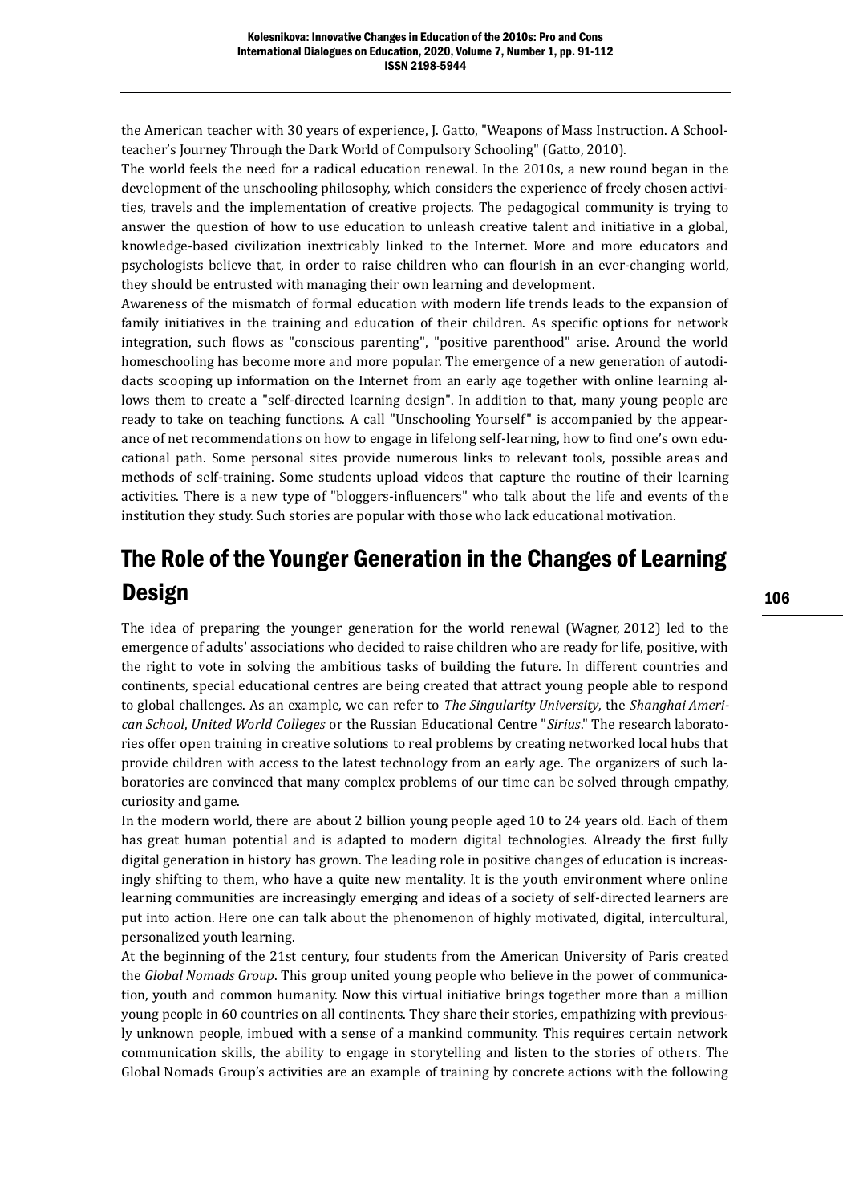the American teacher with 30 years of experience, J. Gatto, "Weapons of Mass Instruction. A Schoolteacher's Journey Through the Dark World of Compulsory Schooling" (Gatto, 2010).

The world feels the need for a radical education renewal. In the 2010s, a new round began in the development of the unschooling philosophy, which considers the experience of freely chosen activities, travels and the implementation of creative projects. The pedagogical community is trying to answer the question of how to use education to unleash creative talent and initiative in a global, knowledge-based civilization inextricably linked to the Internet. More and more educators and psychologists believe that, in order to raise children who can flourish in an ever-changing world, they should be entrusted with managing their own learning and development.

Awareness of the mismatch of formal education with modern life trends leads to the expansion of family initiatives in the training and education of their children. As specific options for network integration, such flows as "conscious parenting", "positive parenthood" arise. Around the world homeschooling has become more and more popular. The emergence of a new generation of autodidacts scooping up information on the Internet from an early age together with online learning allows them to create a "self-directed learning design". In addition to that, many young people are ready to take on teaching functions. A call "Unschooling Yourself" is accompanied by the appearance of net recommendations on how to engage in lifelong self-learning, how to find one's own educational path. Some personal sites provide numerous links to relevant tools, possible areas and methods of self-training. Some students upload videos that capture the routine of their learning activities. There is a new type of "bloggers-influencers" who talk about the life and events of the institution they study. Such stories are popular with those who lack educational motivation.

## The Role of the Younger Generation in the Changes of Learning Design

The idea of preparing the younger generation for the world renewal (Wagner, 2012) led to the emergence of adults' associations who decided to raise children who are ready for life, positive, with the right to vote in solving the ambitious tasks of building the future. In different countries and continents, special educational centres are being created that attract young people able to respond to global challenges. As an example, we can refer to *The Singularity University*, the *Shanghai American School*, *United World Colleges* or the Russian Educational Centre "*Sirius*." The research laboratories offer open training in creative solutions to real problems by creating networked local hubs that provide children with access to the latest technology from an early age. The organizers of such laboratories are convinced that many complex problems of our time can be solved through empathy, curiosity and game.

In the modern world, there are about 2 billion young people aged 10 to 24 years old. Each of them has great human potential and is adapted to modern digital technologies. Already the first fully digital generation in history has grown. The leading role in positive changes of education is increasingly shifting to them, who have a quite new mentality. It is the youth environment where online learning communities are increasingly emerging and ideas of a society of self-directed learners are put into action. Here one can talk about the phenomenon of highly motivated, digital, intercultural, personalized youth learning.

At the beginning of the 21st century, four students from the American University of Paris created the *Global Nomads Group*. This group united young people who believe in the power of communication, youth and common humanity. Now this virtual initiative brings together more than a million young people in 60 countries on all continents. They share their stories, empathizing with previously unknown people, imbued with a sense of a mankind community. This requires certain network communication skills, the ability to engage in storytelling and listen to the stories of others. The Global Nomads Group's activities are an example of training by concrete actions with the following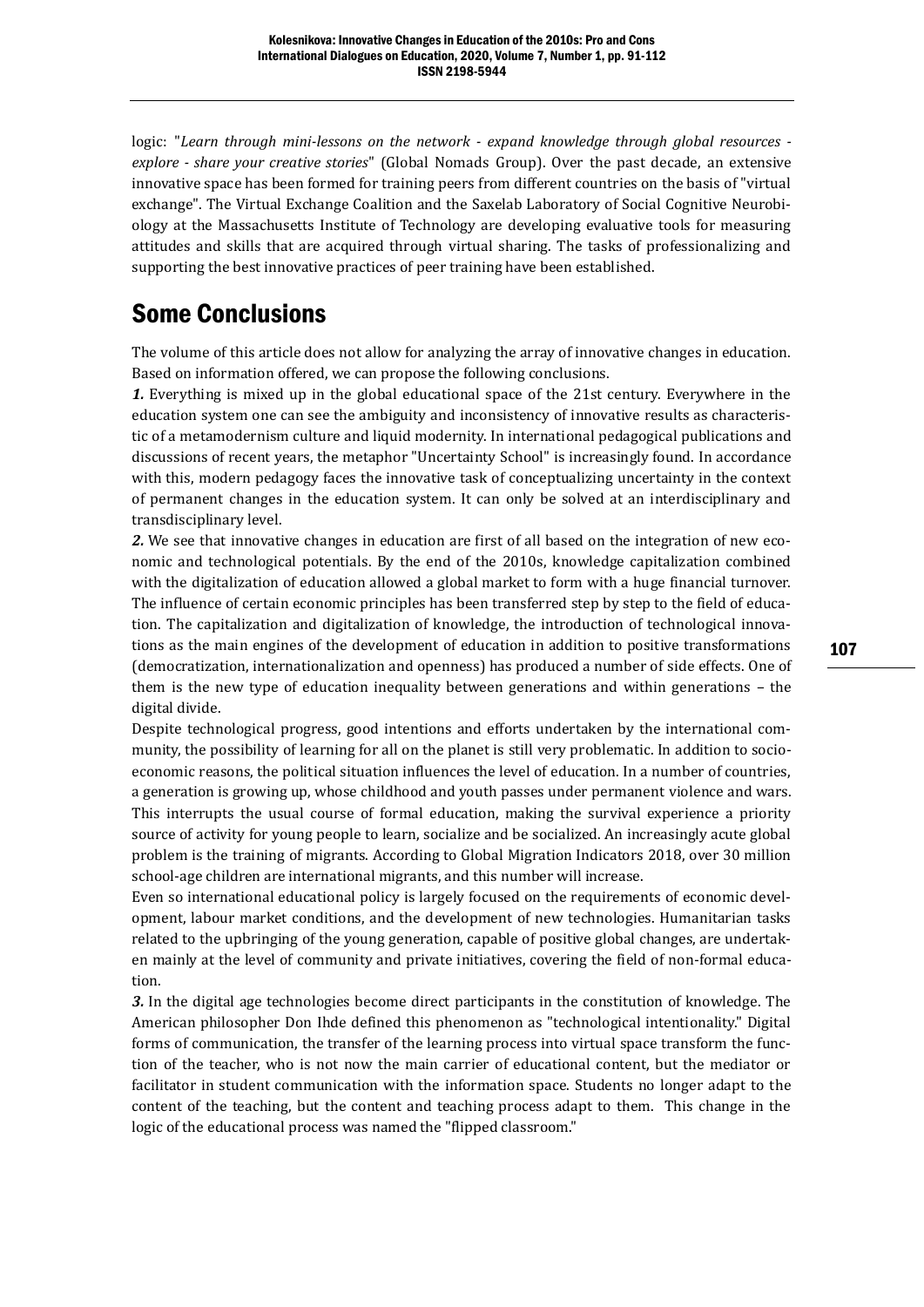logic: "*Learn through mini-lessons on the network - expand knowledge through global resources - explore - share your creative stories*" (Global Nomads Group). Over the past decade, an extensive innovative space has been formed for training peers from different countries on the basis of "virtual exchange". The Virtual Exchange Coalition and the Saxelab Laboratory of Social Cognitive Neurobiology at the Massachusetts Institute of Technology are developing evaluative tools for measuring attitudes and skills that are acquired through virtual sharing. The tasks of professionalizing and supporting the best innovative practices of peer training have been established.

## Some Conclusions

The volume of this article does not allow for analyzing the array of innovative changes in education. Based on information offered, we can propose the following conclusions.

***1.*** Everything is mixed up in the global educational space of the 21st century. Everywhere in the education system one can see the ambiguity and inconsistency of innovative results as characteristic of a metamodernism culture and liquid modernity. In international pedagogical publications and discussions of recent years, the metaphor "Uncertainty School" is increasingly found. In accordance with this, modern pedagogy faces the innovative task of conceptualizing uncertainty in the context of permanent changes in the education system. It can only be solved at an interdisciplinary and transdisciplinary level.

***2.*** We see that innovative changes in education are first of all based on the integration of new economic and technological potentials. By the end of the 2010s, knowledge capitalization combined with the digitalization of education allowed a global market to form with a huge financial turnover. The influence of certain economic principles has been transferred step by step to the field of education. The capitalization and digitalization of knowledge, the introduction of technological innovations as the main engines of the development of education in addition to positive transformations (democratization, internationalization and openness) has produced a number of side effects. One of them is the new type of education inequality between generations and within generations – the digital divide.

Despite technological progress, good intentions and efforts undertaken by the international community, the possibility of learning for all on the planet is still very problematic. In addition to socioeconomic reasons, the political situation influences the level of education. In a number of countries, a generation is growing up, whose childhood and youth passes under permanent violence and wars. This interrupts the usual course of formal education, making the survival experience a priority source of activity for young people to learn, socialize and be socialized. An increasingly acute global problem is the training of migrants. According to Global Migration Indicators 2018, over 30 million school-age children are international migrants, and this number will increase.

Even so international educational policy is largely focused on the requirements of economic development, labour market conditions, and the development of new technologies. Humanitarian tasks related to the upbringing of the young generation, capable of positive global changes, are undertaken mainly at the level of community and private initiatives, covering the field of non-formal education.

***3.*** In the digital age technologies become direct participants in the constitution of knowledge. The American philosopher Don Ihde defined this phenomenon as "technological intentionality." Digital forms of communication, the transfer of the learning process into virtual space transform the function of the teacher, who is not now the main carrier of educational content, but the mediator or facilitator in student communication with the information space. Students no longer adapt to the content of the teaching, but the content and teaching process adapt to them. This change in the logic of the educational process was named the "flipped classroom."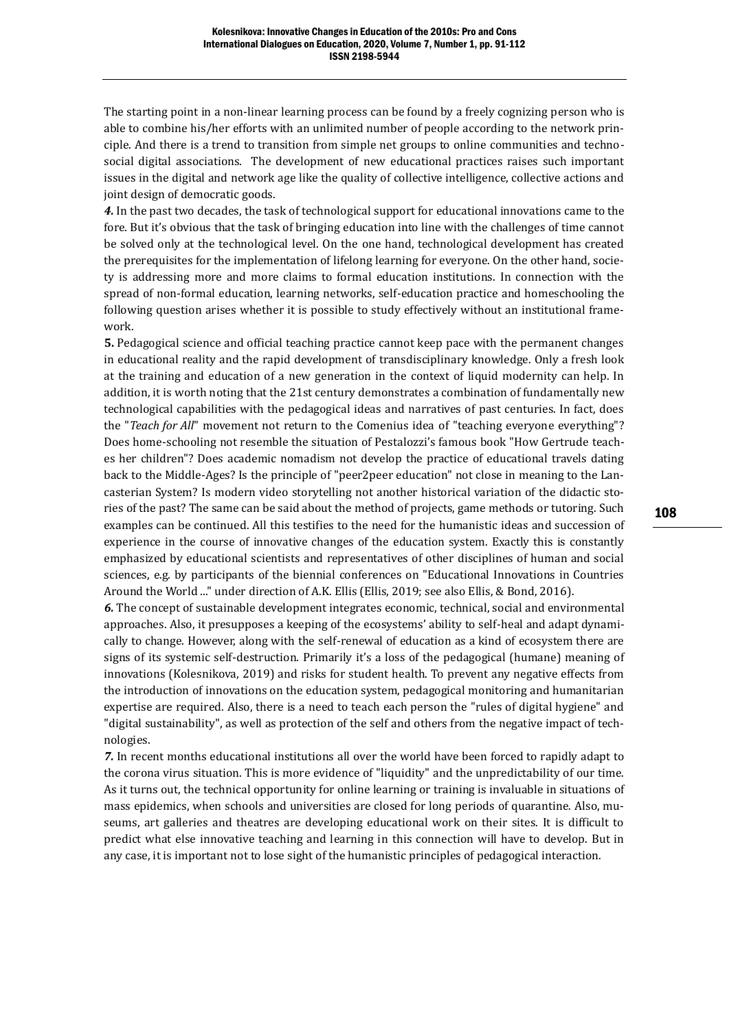The starting point in a non-linear learning process can be found by a freely cognizing person who is able to combine his/her efforts with an unlimited number of people according to the network principle. And there is a trend to transition from simple net groups to online communities and techno-social digital associations. The development of new educational practices raises such important issues in the digital and network age like the quality of collective intelligence, collective actions and joint design of democratic goods.

***4.*** In the past two decades, the task of technological support for educational innovations came to the fore. But it's obvious that the task of bringing education into line with the challenges of time cannot be solved only at the technological level. On the one hand, technological development has created the prerequisites for the implementation of lifelong learning for everyone. On the other hand, society is addressing more and more claims to formal education institutions. In connection with the spread of non-formal education, learning networks, self-education practice and homeschooling the following question arises whether it is possible to study effectively without an institutional framework.

**5.** Pedagogical science and official teaching practice cannot keep pace with the permanent changes in educational reality and the rapid development of transdisciplinary knowledge. Only a fresh look at the training and education of a new generation in the context of liquid modernity can help. In addition, it is worth noting that the 21st century demonstrates a combination of fundamentally new technological capabilities with the pedagogical ideas and narratives of past centuries. In fact, does the "*Teach for All*" movement not return to the Comenius idea of "teaching everyone everything"? Does home-schooling not resemble the situation of Pestalozzi's famous book "How Gertrude teaches her children"? Does academic nomadism not develop the practice of educational travels dating back to the Middle-Ages? Is the principle of "peer2peer education" not close in meaning to the Lancasterian System? Is modern video storytelling not another historical variation of the didactic stories of the past? The same can be said about the method of projects, game methods or tutoring. Such examples can be continued. All this testifies to the need for the humanistic ideas and succession of experience in the course of innovative changes of the education system. Exactly this is constantly emphasized by educational scientists and representatives of other disciplines of human and social sciences, e.g. by participants of the biennial conferences on "Educational Innovations in Countries Around the World ..." under direction of A.K. Ellis (Ellis, 2019; see also Ellis, & Bond, 2016).

***6.*** The concept of sustainable development integrates economic, technical, social and environmental approaches. Also, it presupposes a keeping of the ecosystems' ability to self-heal and adapt dynamically to change. However, along with the self-renewal of education as a kind of ecosystem there are signs of its systemic self-destruction. Primarily it's a loss of the pedagogical (humane) meaning of innovations (Kolesnikova, 2019) and risks for student health. To prevent any negative effects from the introduction of innovations on the education system, pedagogical monitoring and humanitarian expertise are required. Also, there is a need to teach each person the "rules of digital hygiene" and "digital sustainability", as well as protection of the self and others from the negative impact of technologies.

***7.*** In recent months educational institutions all over the world have been forced to rapidly adapt to the corona virus situation. This is more evidence of "liquidity" and the unpredictability of our time. As it turns out, the technical opportunity for online learning or training is invaluable in situations of mass epidemics, when schools and universities are closed for long periods of quarantine. Also, museums, art galleries and theatres are developing educational work on their sites. It is difficult to predict what else innovative teaching and learning in this connection will have to develop. But in any case, it is important not to lose sight of the humanistic principles of pedagogical interaction.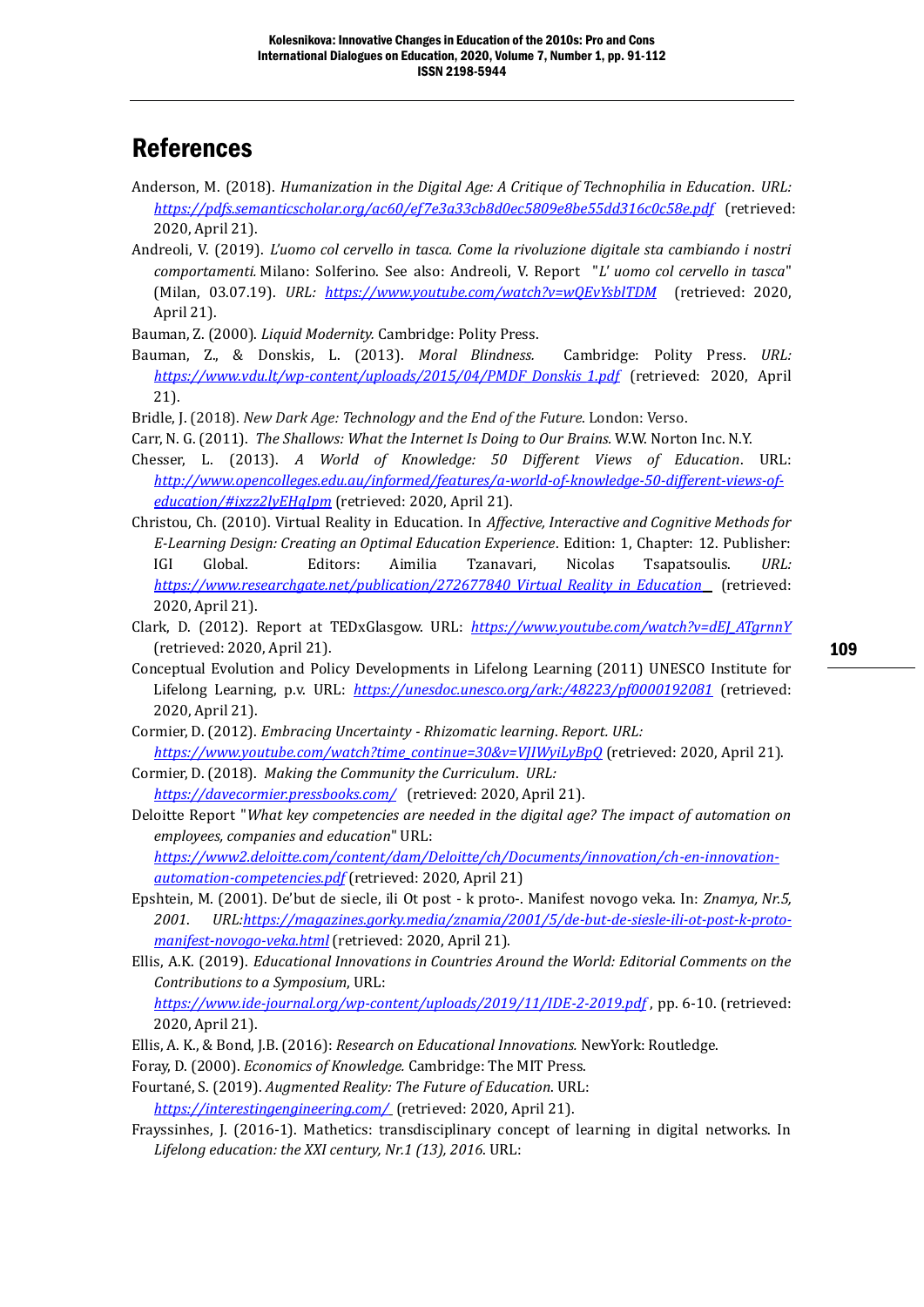# References

Anderson, M. (2018). *Humanization in the Digital Age: A Critique of Technophilia in Education*. *URL:* https://pdfs.semanticscholar.org/ac60/ef7e3a33cb8d0ec5809e8be55dd316c0c58e.pdf (retrieved: 2020, April 21).

Andreoli, V. (2019). *L'uomo col cervello in tasca. Come la rivoluzione digitale sta cambiando i nostri comportamenti.* Milano: Solferino. See also: Andreoli, V. Report "*L' uomo col cervello in tasca*" (Milan, 03.07.19). *URL:* https://www.youtube.com/watch?v=wQEvYsblTDM (retrieved: 2020, April 21).

Bauman, Z. (2000). *Liquid Modernity.* Cambridge: Polity Press.

Bauman, Z., & Donskis, L. (2013). *Moral Blindness.* Cambridge: Polity Press. *URL:* https://www.vdu.lt/wp-content/uploads/2015/04/PMDF_Donskis_1.pdf (retrieved: 2020, April 21).

Bridle, J. (2018). *New Dark Age: Technology and the End of the Future*. London: Verso.

Carr, N. G. (2011). *The Shallows: What the Internet Is Doing to Our Brains.* W.W. Norton Inc. N.Y.

Chesser, L. (2013). *A World of Knowledge: 50 Different Views of Education*. URL: http://www.opencolleges.edu.au/informed/features/a-world-of-knowledge-50-different-views-of-education/#ixzz2lyEHqIpm (retrieved: 2020, April 21).

Christou, Ch. (2010). Virtual Reality in Education. In *Affective, Interactive and Cognitive Methods for E-Learning Design: Creating an Optimal Education Experience*. Edition: 1, Chapter: 12. Publisher: IGI Global. Editors: Aimilia Tzanavari, Nicolas Tsapatsoulis. *URL:* https://www.researchgate.net/publication/272677840_Virtual_Reality_in_Education_ (retrieved: 2020, April 21).

Clark, D. (2012). Report at TEDxGlasgow. URL: https://www.youtube.com/watch?v=dEJ_ATgrnnY (retrieved: 2020, April 21).

Conceptual Evolution and Policy Developments in Lifelong Learning (2011) UNESCO Institute for Lifelong Learning, p.v. URL: https://unesdoc.unesco.org/ark:/48223/pf0000192081 (retrieved: 2020, April 21).

Cormier, D. (2012). *Embracing Uncertainty - Rhizomatic learning*. *Report. URL:* https://www.youtube.com/watch?time_continue=30&v=VJIWyiLyBpQ (retrieved: 2020, April 21).

Cormier, D. (2018). *Making the Community the Curriculum*. *URL:* https://davecormier.pressbooks.com/ (retrieved: 2020, April 21).

Deloitte Report "*What key competencies are needed in the digital age? The impact of automation on employees, companies and education*" URL: https://www2.deloitte.com/content/dam/Deloitte/ch/Documents/innovation/ch-en-innovation-automation-competencies.pdf (retrieved: 2020, April 21)

Epshtein, M. (2001). De'but de siecle, ili Ot post - k proto-. Manifest novogo veka. In: *Znamya, Nr.5, 2001*. *URL:*https://magazines.gorky.media/znamia/2001/5/de-but-de-siesle-ili-ot-post-k-proto-manifest-novogo-veka.html (retrieved: 2020, April 21).

Ellis, A.K. (2019). *Educational Innovations in Countries Around the World: Editorial Comments on the Contributions to a Symposium*, URL: https://www.ide-journal.org/wp-content/uploads/2019/11/IDE-2-2019.pdf , pp. 6-10. (retrieved: 2020, April 21).

Ellis, A. K., & Bond, J.B. (2016): *Research on Educational Innovations.* NewYork: Routledge.

Foray, D. (2000). *Economics of Knowledge.* Cambridge: The MIT Press.

Fourtané, S. (2019). *Augmented Reality: The Future of Education*. URL: https://interestingengineering.com/ (retrieved: 2020, April 21).

Frayssinhes, J. (2016-1). Mathetics: transdisciplinary concept of learning in digital networks. In *Lifelong education: the XXI century, Nr.1 (13), 2016*. URL: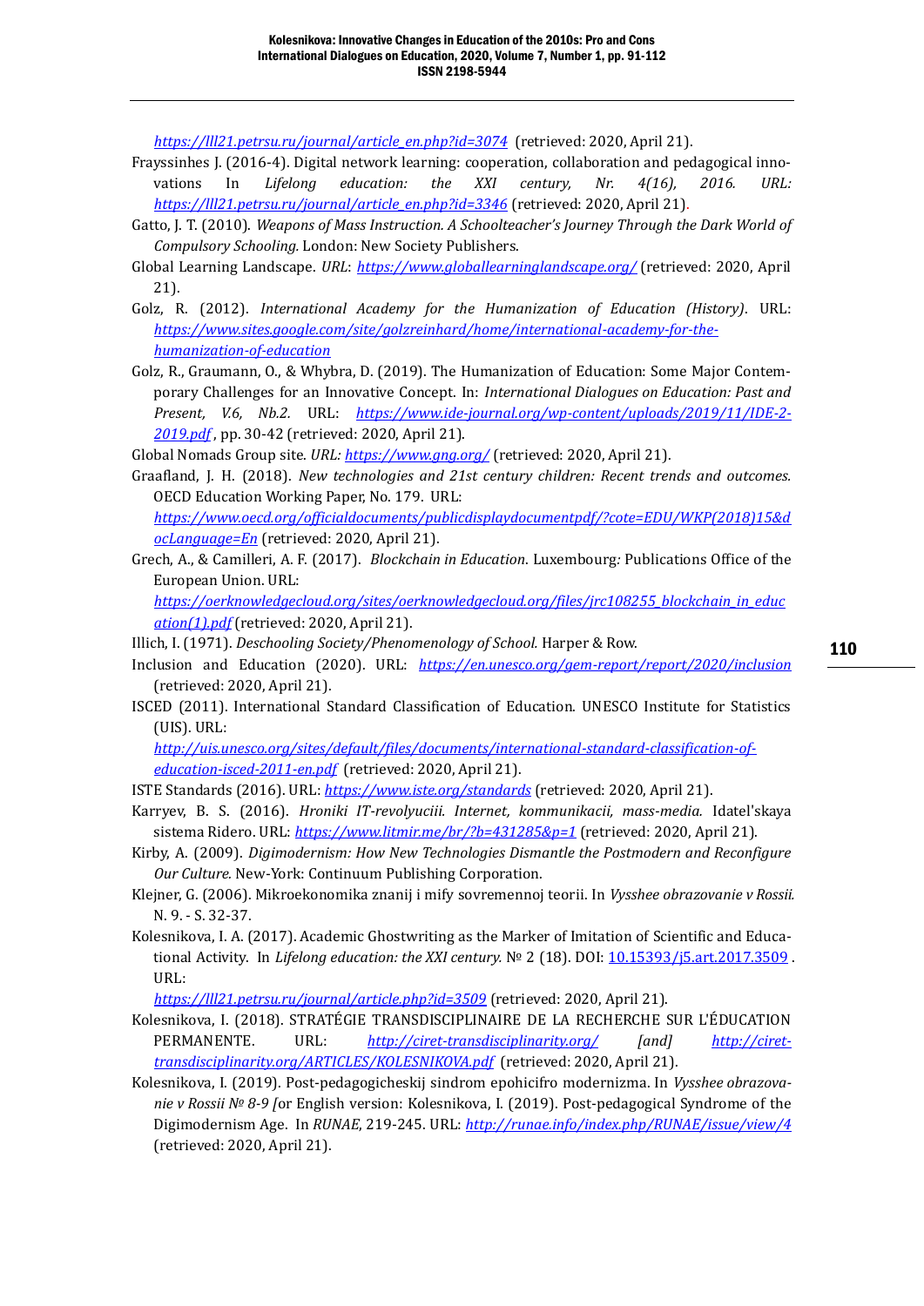https://lll21.petrsu.ru/journal/article_en.php?id=3074 (retrieved: 2020, April 21).

Frayssinhes J. (2016-4). Digital network learning: cooperation, collaboration and pedagogical innovations In *Lifelong education: the XXI century, Nr. 4(16), 2016. URL:* https://lll21.petrsu.ru/journal/article_en.php?id=3346 (retrieved: 2020, April 21).

Gatto, J. T. (2010). *Weapons of Mass Instruction. A Schoolteacher's Journey Through the Dark World of Compulsory Schooling.* London: New Society Publishers.

Global Learning Landscape. *URL*: https://www.globallearninglandscape.org/ (retrieved: 2020, April 21).

Golz, R. (2012). *International Academy for the Humanization of Education (History)*. URL: https://www.sites.google.com/site/golzreinhard/home/international-academy-for-the-humanization-of-education

Golz, R., Graumann, O., & Whybra, D. (2019). The Humanization of Education: Some Major Contemporary Challenges for an Innovative Concept. In: *International Dialogues on Education: Past and Present, V.6, Nb.2.* URL: https://www.ide-journal.org/wp-content/uploads/2019/11/IDE-2-2019.pdf , pp. 30-42 (retrieved: 2020, April 21).

Global Nomads Group site. *URL:* https://www.gng.org/ (retrieved: 2020, April 21).

Graafland, J. H. (2018). *New technologies and 21st century children: Recent trends and outcomes.* OECD Education Working Paper, No. 179. URL: https://www.oecd.org/officialdocuments/publicdisplaydocumentpdf/?cote=EDU/WKP(2018)15&docLanguage=En (retrieved: 2020, April 21).

Grech, A., & Camilleri, A. F. (2017). *Blockchain in Education.* Luxembourg*:* Publications Office of the European Union. URL: https://oerknowledgecloud.org/sites/oerknowledgecloud.org/files/jrc108255_blockchain_in_education(1).pdf (retrieved: 2020, April 21).

Illich, I. (1971). *Deschooling Society/Phenomenology of School.* Harper & Row.

Inclusion and Education (2020). URL: https://en.unesco.org/gem-report/report/2020/inclusion (retrieved: 2020, April 21).

ISCED (2011). International Standard Classification of Education. UNESCO Institute for Statistics (UIS). URL: http://uis.unesco.org/sites/default/files/documents/international-standard-classification-of-education-isced-2011-en.pdf (retrieved: 2020, April 21).

ISTE Standards (2016). URL: https://www.iste.org/standards (retrieved: 2020, April 21).

Karryev, B. S. (2016). *Hroniki IT-revolyuciii. Internet, kommunikacii, mass-media.* Idatel'skaya sistema Ridero. URL: https://www.litmir.me/br/?b=431285&p=1 (retrieved: 2020, April 21).

Kirby, A. (2009). *Digimodernism: How New Technologies Dismantle the Postmodern and Reconfigure Our Culture.* New-York: Continuum Publishing Corporation.

Klejner, G. (2006). Mikroekonomika znanij i mify sovremennoj teorii. In *Vysshee obrazovanie v Rossii.* N. 9. - S. 32-37.

Kolesnikova, I. A. (2017). Academic Ghostwriting as the Marker of Imitation of Scientific and Educational Activity. In *Lifelong education: the XXI century.* № 2 (18). DOI: 10.15393/j5.art.2017.3509 . URL: https://lll21.petrsu.ru/journal/article.php?id=3509 (retrieved: 2020, April 21).

Kolesnikova, I. (2018). STRATÉGIE TRANSDISCIPLINAIRE DE LA RECHERCHE SUR L'ÉDUCATION PERMANENTE. URL: http://ciret-transdisciplinarity.org/ *[and]* http://ciret-transdisciplinarity.org/ARTICLES/KOLESNIKOVA.pdf (retrieved: 2020, April 21).

Kolesnikova, I. (2019). Post-pedagogicheskij sindrom epohicifro modernizma. In *Vysshee obrazovanie v Rossii № 8-9 [*or English version: Kolesnikova, I. (2019). Post-pedagogical Syndrome of the Digimodernism Age. In *RUNAE*, 219-245. URL: http://runae.info/index.php/RUNAE/issue/view/4 (retrieved: 2020, April 21).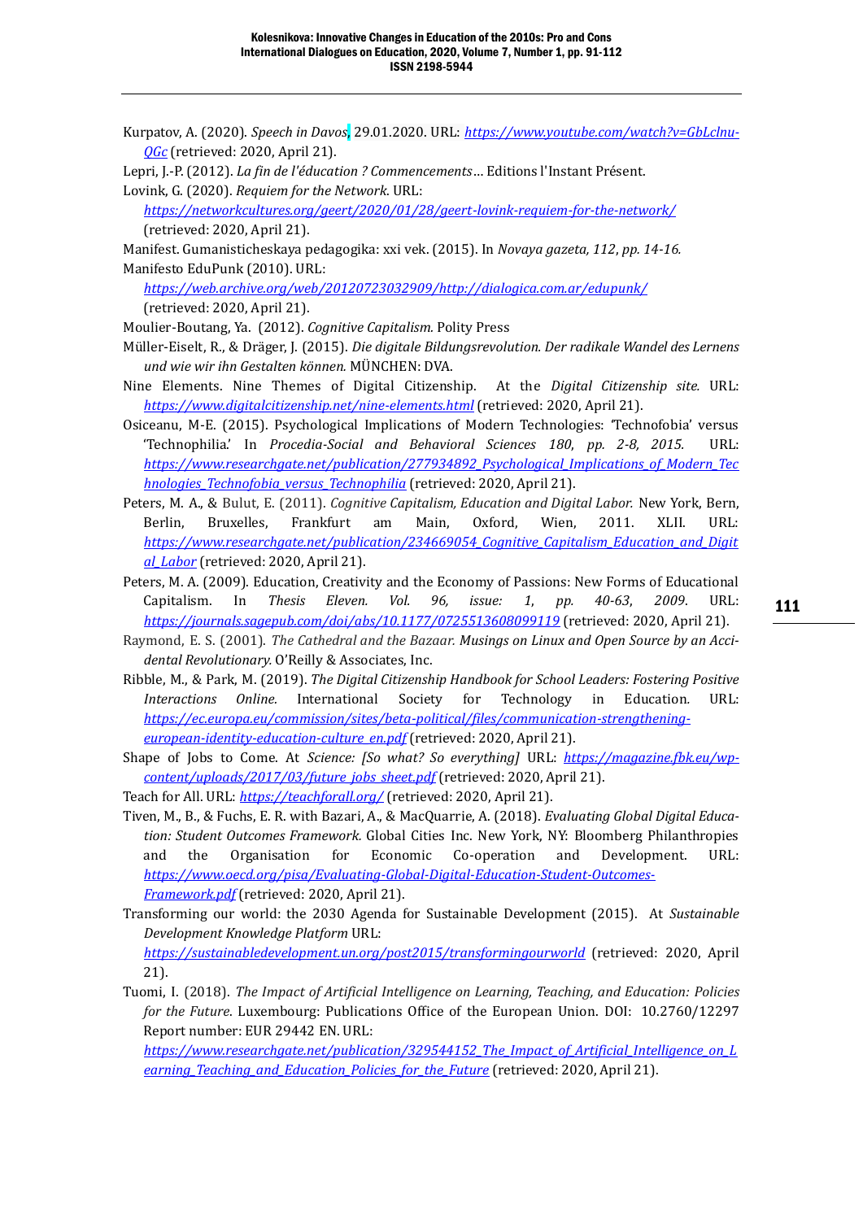Kurpatov, A. (2020). *Speech in Davos*, 29.01.2020. URL: *https://www.youtube.com/watch?v=GbLclnu-QGc* (retrieved: 2020, April 21).

Lepri, J.-P. (2012). *La fin de l'éducation ? Commencements…* Editions l'Instant Présent.

Lovink, G. (2020). *Requiem for the Network.* URL: *https://networkcultures.org/geert/2020/01/28/geert-lovink-requiem-for-the-network/* (retrieved: 2020, April 21).

Manifest. Gumanisticheskaya pedagogika: xxi vek. (2015). In *Novaya gazeta, 112, pp. 14-16.*

Manifesto EduPunk (2010). URL: *https://web.archive.org/web/20120723032909/http://dialogica.com.ar/edupunk/* (retrieved: 2020, April 21).

Moulier-Boutang, Ya. (2012). *Cognitive Capitalism.* Polity Press

Müller-Eiselt, R., & Dräger, J. (2015). *Die digitale Bildungsrevolution. Der radikale Wandel des Lernens und wie wir ihn Gestalten können.* MÜNCHEN: DVA.

Nine Elements. Nine Themes of Digital Citizenship. At the *Digital Citizenship site.* URL: *https://www.digitalcitizenship.net/nine-elements.html* (retrieved: 2020, April 21).

Osiceanu, M-E. (2015). Psychological Implications of Modern Technologies: 'Technofobia' versus 'Technophilia.' In *Procedia-Social and Behavioral Sciences 180, pp. 2-8, 2015.* URL: *https://www.researchgate.net/publication/277934892_Psychological_Implications_of_Modern_Technologies_Technofobia_versus_Technophilia* (retrieved: 2020, April 21).

Peters, M. A., & Bulut, E. (2011). *Cognitive Capitalism, Education and Digital Labor.* New York, Bern, Berlin, Bruxelles, Frankfurt am Main, Oxford, Wien, 2011. XLII. URL: *https://www.researchgate.net/publication/234669054_Cognitive_Capitalism_Education_and_Digital_Labor* (retrieved: 2020, April 21).

Peters, M. A. (2009). Education, Creativity and the Economy of Passions: New Forms of Educational Capitalism. In *Thesis Eleven. Vol. 96, issue: 1, pp. 40-63, 2009.* URL: *https://journals.sagepub.com/doi/abs/10.1177/0725513608099119* (retrieved: 2020, April 21).

Raymond, E. S. (2001). *The Cathedral and the Bazaar. Musings on Linux and Open Source by an Accidental Revolutionary.* O'Reilly & Associates, Inc.

Ribble, M., & Park, M. (2019). *The Digital Citizenship Handbook for School Leaders: Fostering Positive Interactions Online.* International Society for Technology in Education. URL: *https://ec.europa.eu/commission/sites/beta-political/files/communication-strengthening-european-identity-education-culture_en.pdf* (retrieved: 2020, April 21).

Shape of Jobs to Come. At *Science: [So what? So everything]* URL: *https://magazine.fbk.eu/wp-content/uploads/2017/03/future_jobs_sheet.pdf* (retrieved: 2020, April 21).

Teach for All. URL: *https://teachforall.org/* (retrieved: 2020, April 21).

Tiven, M., B., & Fuchs, E. R. with Bazari, A., & MacQuarrie, A. (2018). *Evaluating Global Digital Education: Student Outcomes Framework.* Global Cities Inc. New York, NY: Bloomberg Philanthropies and the Organisation for Economic Co-operation and Development. URL: *https://www.oecd.org/pisa/Evaluating-Global-Digital-Education-Student-Outcomes-Framework.pdf* (retrieved: 2020, April 21).

Transforming our world: the 2030 Agenda for Sustainable Development (2015). At *Sustainable Development Knowledge Platform* URL: *https://sustainabledevelopment.un.org/post2015/transformingourworld* (retrieved: 2020, April 21).

Tuomi, I. (2018). *The Impact of Artificial Intelligence on Learning, Teaching, and Education: Policies for the Future.* Luxembourg: Publications Office of the European Union. DOI: 10.2760/12297 Report number: EUR 29442 EN. URL: *https://www.researchgate.net/publication/329544152_The_Impact_of_Artificial_Intelligence_on_Learning_Teaching_and_Education_Policies_for_the_Future* (retrieved: 2020, April 21).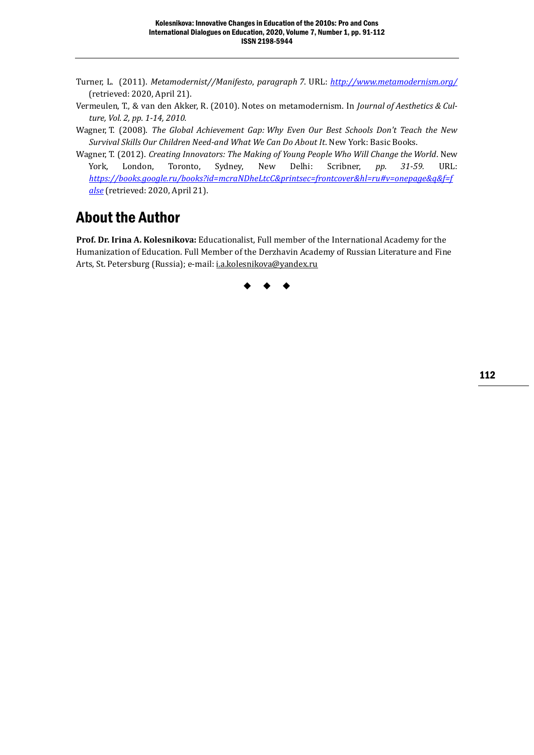Turner, L. (2011). *Metamodernist//Manifesto, paragraph 7*. URL: http://www.metamodernism.org/ (retrieved: 2020, April 21).

Vermeulen, T., & van den Akker, R. (2010). Notes on metamodernism. In *Journal of Aesthetics & Culture, Vol. 2, pp. 1-14, 2010.*

Wagner, T. (2008). *The Global Achievement Gap: Why Even Our Best Schools Don't Teach the New Survival Skills Our Children Need-and What We Can Do About It*. New York: Basic Books.

Wagner, T. (2012). *Creating Innovators: The Making of Young People Who Will Change the World*. New York, London, Toronto, Sydney, New Delhi: Scribner, *pp. 31-59.* URL: https://books.google.ru/books?id=mcraNDheLtcC&printsec=frontcover&hl=ru#v=onepage&q&f=false (retrieved: 2020, April 21).

## About the Author

**Prof. Dr. Irina A. Kolesnikova:** Educationalist, Full member of the International Academy for the Humanization of Education. Full Member of the Derzhavin Academy of Russian Literature and Fine Arts, St. Petersburg (Russia); e-mail: i.a.kolesnikova@yandex.ru

◆ ◆ ◆